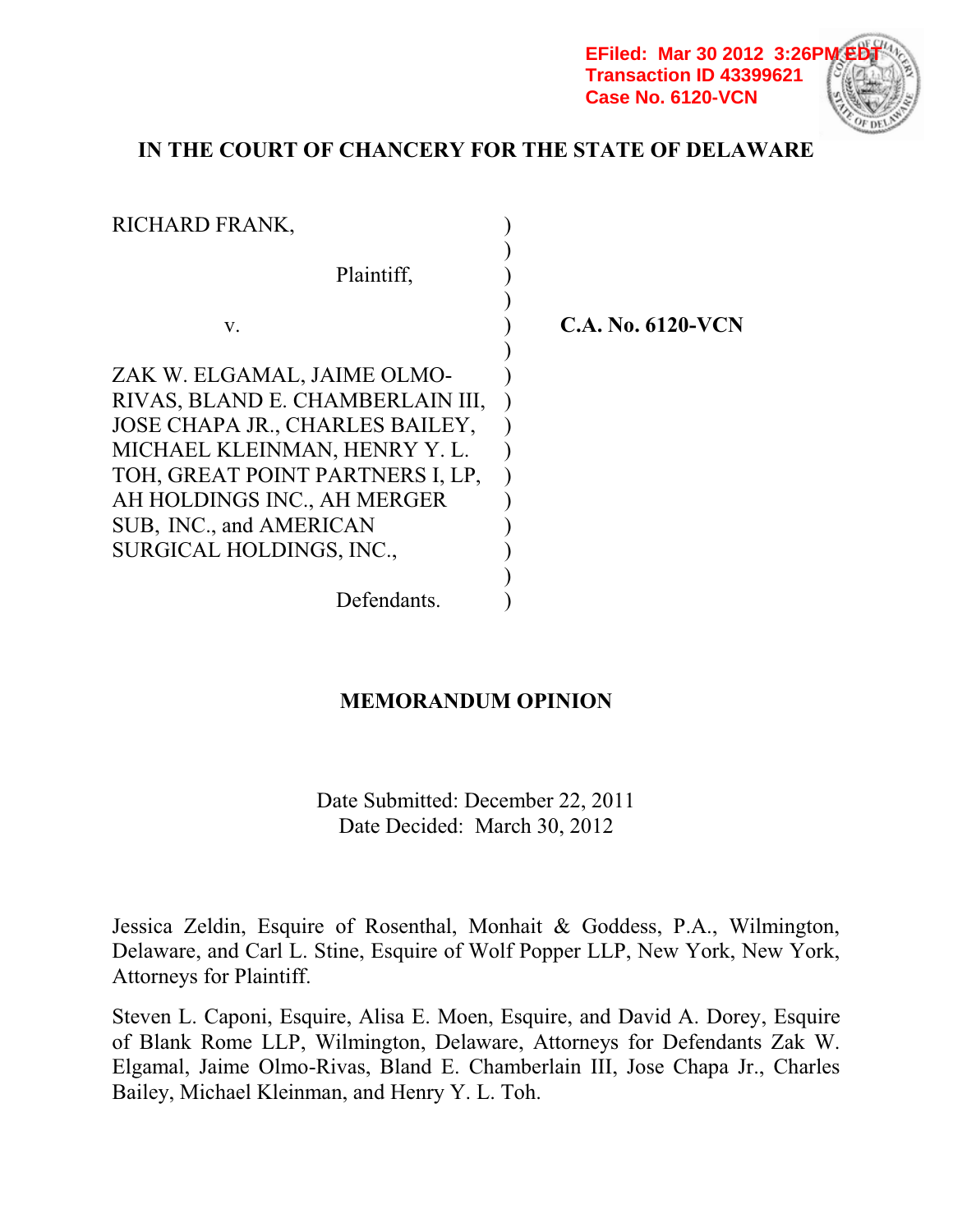EFiled: Mar 30 2012 3:26PM EDT
Transaction ID 43399621
Case No. 6120-VCN

# IN THE COURT OF CHANCERY FOR THE STATE OF DELAWARE

| | | |
|---|---|---|
| RICHARD FRANK, | ) | |
| Plaintiff, | ) | |
| v. | ) | **C.A. No. 6120-VCN** |
| ZAK W. ELGAMAL, JAIME OLMO-RIVAS, BLAND E. CHAMBERLAIN III, JOSE CHAPA JR., CHARLES BAILEY, MICHAEL KLEINMAN, HENRY Y. L. TOH, GREAT POINT PARTNERS I, LP, AH HOLDINGS INC., AH MERGER SUB, INC., and AMERICAN SURGICAL HOLDINGS, INC., | ) | |
| Defendants. | ) | |

## MEMORANDUM OPINION

Date Submitted: December 22, 2011
Date Decided: March 30, 2012

Jessica Zeldin, Esquire of Rosenthal, Monhait & Goddess, P.A., Wilmington, Delaware, and Carl L. Stine, Esquire of Wolf Popper LLP, New York, New York, Attorneys for Plaintiff.

Steven L. Caponi, Esquire, Alisa E. Moen, Esquire, and David A. Dorey, Esquire of Blank Rome LLP, Wilmington, Delaware, Attorneys for Defendants Zak W. Elgamal, Jaime Olmo-Rivas, Bland E. Chamberlain III, Jose Chapa Jr., Charles Bailey, Michael Kleinman, and Henry Y. L. Toh.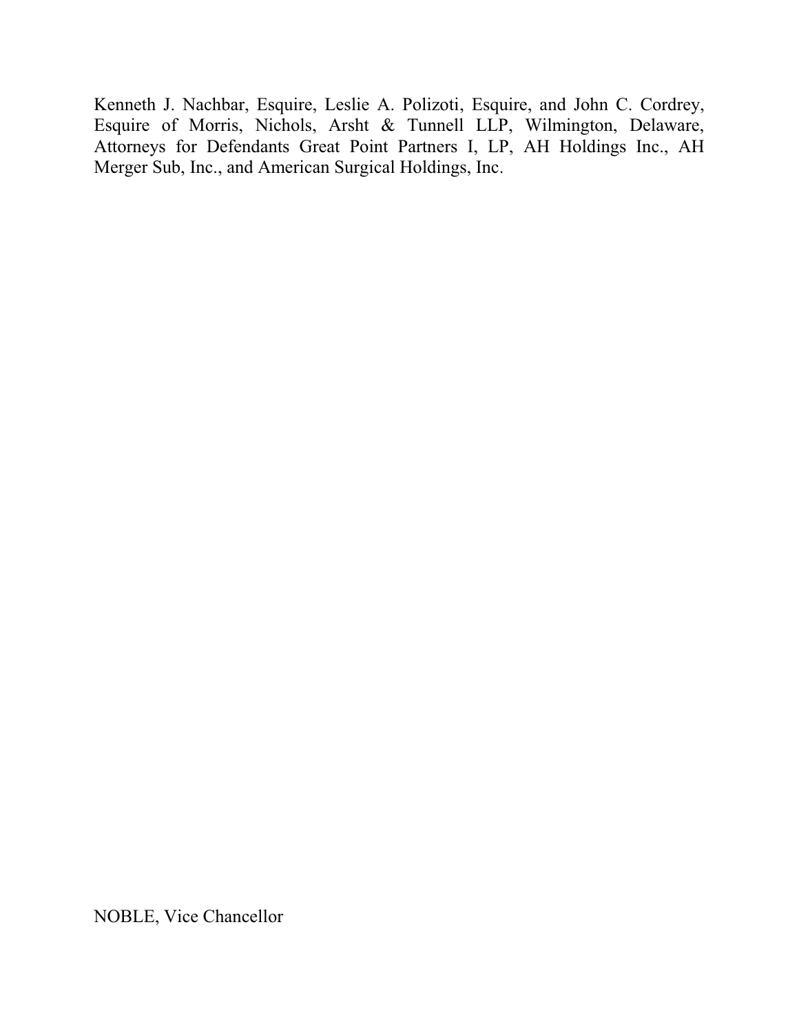Kenneth J. Nachbar, Esquire, Leslie A. Polizoti, Esquire, and John C. Cordrey, Esquire of Morris, Nichols, Arsht & Tunnell LLP, Wilmington, Delaware, Attorneys for Defendants Great Point Partners I, LP, AH Holdings Inc., AH Merger Sub, Inc., and American Surgical Holdings, Inc.

NOBLE, Vice Chancellor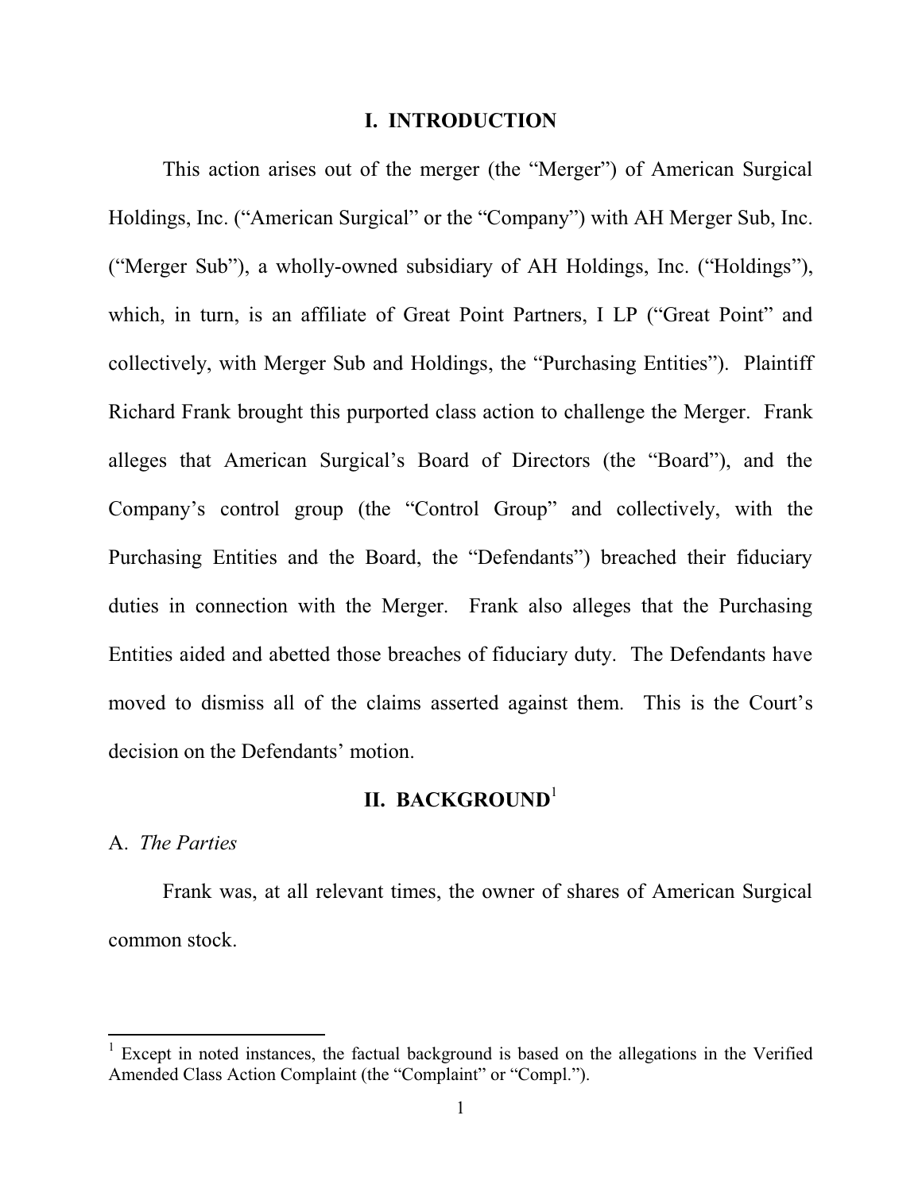## I. INTRODUCTION

This action arises out of the merger (the "Merger") of American Surgical Holdings, Inc. ("American Surgical" or the "Company") with AH Merger Sub, Inc. ("Merger Sub"), a wholly-owned subsidiary of AH Holdings, Inc. ("Holdings"), which, in turn, is an affiliate of Great Point Partners, I LP ("Great Point" and collectively, with Merger Sub and Holdings, the "Purchasing Entities"). Plaintiff Richard Frank brought this purported class action to challenge the Merger. Frank alleges that American Surgical's Board of Directors (the "Board"), and the Company's control group (the "Control Group" and collectively, with the Purchasing Entities and the Board, the "Defendants") breached their fiduciary duties in connection with the Merger. Frank also alleges that the Purchasing Entities aided and abetted those breaches of fiduciary duty. The Defendants have moved to dismiss all of the claims asserted against them. This is the Court's decision on the Defendants' motion.

## II. BACKGROUND[1]

### A. *The Parties*

Frank was, at all relevant times, the owner of shares of American Surgical common stock.

---

[1] Except in noted instances, the factual background is based on the allegations in the Verified Amended Class Action Complaint (the "Complaint" or "Compl.").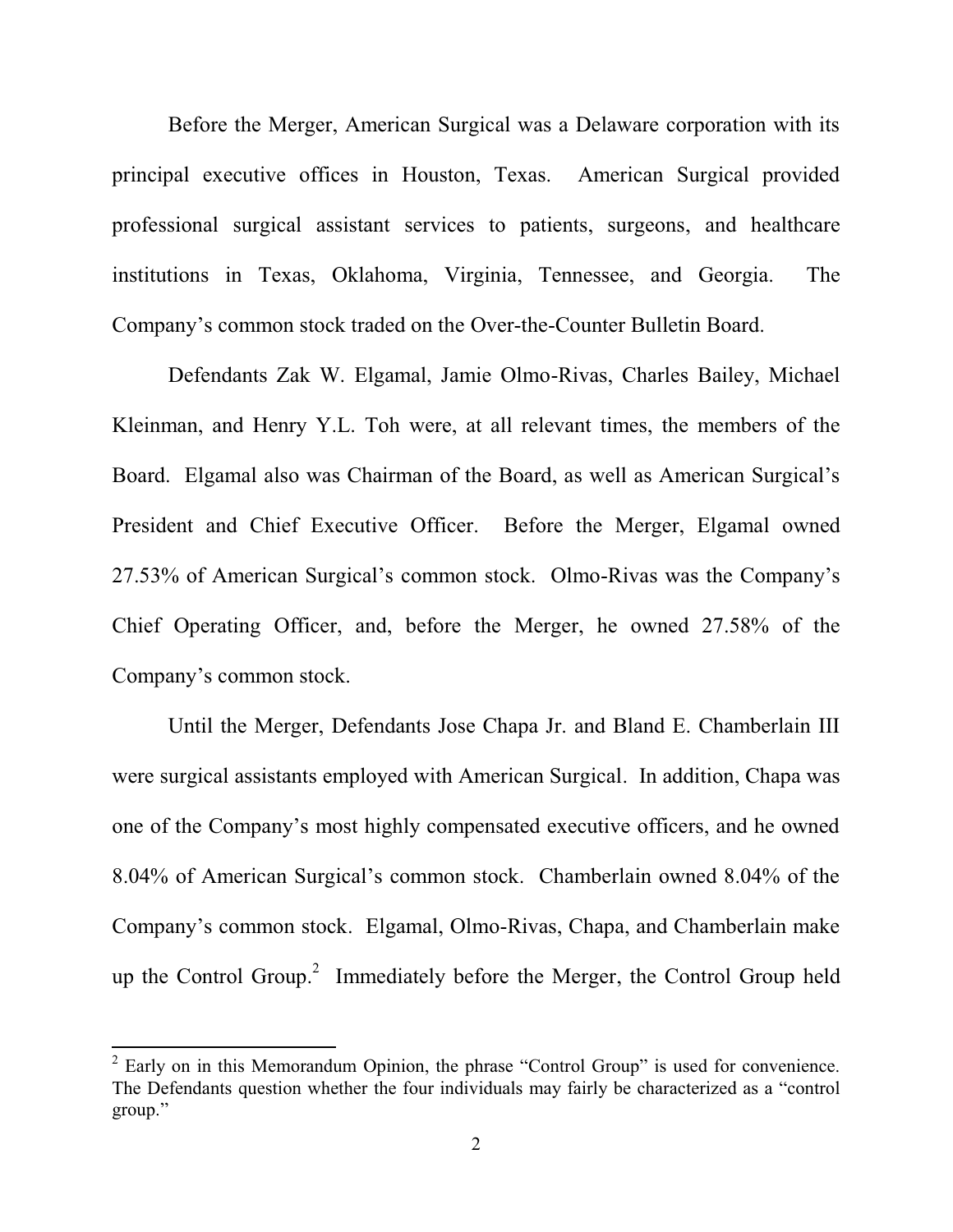Before the Merger, American Surgical was a Delaware corporation with its principal executive offices in Houston, Texas. American Surgical provided professional surgical assistant services to patients, surgeons, and healthcare institutions in Texas, Oklahoma, Virginia, Tennessee, and Georgia. The Company's common stock traded on the Over-the-Counter Bulletin Board.

Defendants Zak W. Elgamal, Jamie Olmo-Rivas, Charles Bailey, Michael Kleinman, and Henry Y.L. Toh were, at all relevant times, the members of the Board. Elgamal also was Chairman of the Board, as well as American Surgical's President and Chief Executive Officer. Before the Merger, Elgamal owned 27.53% of American Surgical's common stock. Olmo-Rivas was the Company's Chief Operating Officer, and, before the Merger, he owned 27.58% of the Company's common stock.

Until the Merger, Defendants Jose Chapa Jr. and Bland E. Chamberlain III were surgical assistants employed with American Surgical. In addition, Chapa was one of the Company's most highly compensated executive officers, and he owned 8.04% of American Surgical's common stock. Chamberlain owned 8.04% of the Company's common stock. Elgamal, Olmo-Rivas, Chapa, and Chamberlain make up the Control Group.[2] Immediately before the Merger, the Control Group held

---

[2] Early on in this Memorandum Opinion, the phrase "Control Group" is used for convenience. The Defendants question whether the four individuals may fairly be characterized as a "control group."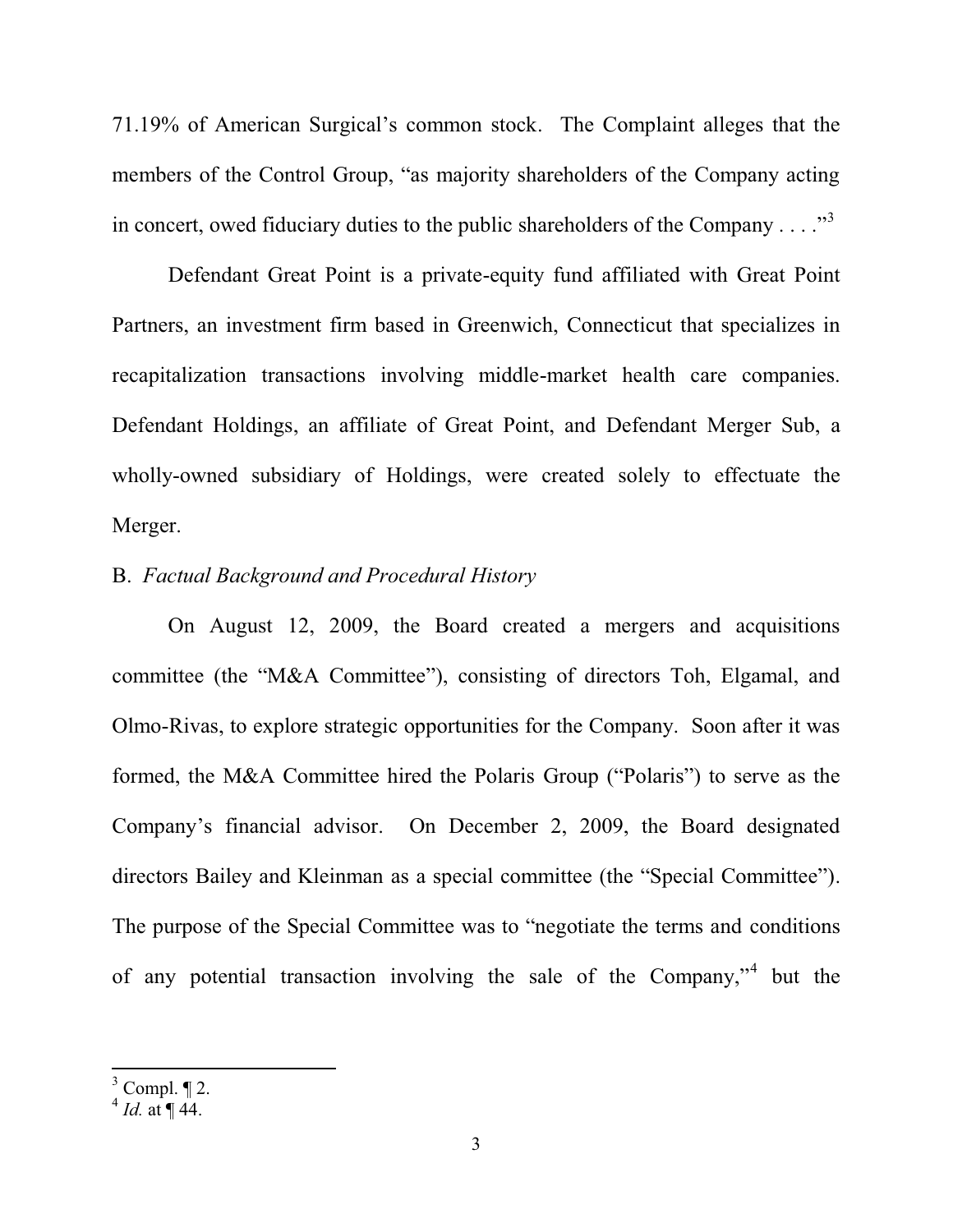71.19% of American Surgical's common stock. The Complaint alleges that the members of the Control Group, "as majority shareholders of the Company acting in concert, owed fiduciary duties to the public shareholders of the Company . . . ."[3]

Defendant Great Point is a private-equity fund affiliated with Great Point Partners, an investment firm based in Greenwich, Connecticut that specializes in recapitalization transactions involving middle-market health care companies. Defendant Holdings, an affiliate of Great Point, and Defendant Merger Sub, a wholly-owned subsidiary of Holdings, were created solely to effectuate the Merger.

B. *Factual Background and Procedural History*

On August 12, 2009, the Board created a mergers and acquisitions committee (the "M&A Committee"), consisting of directors Toh, Elgamal, and Olmo-Rivas, to explore strategic opportunities for the Company. Soon after it was formed, the M&A Committee hired the Polaris Group ("Polaris") to serve as the Company's financial advisor. On December 2, 2009, the Board designated directors Bailey and Kleinman as a special committee (the "Special Committee"). The purpose of the Special Committee was to "negotiate the terms and conditions of any potential transaction involving the sale of the Company,"[4] but the

---

[3] Compl. ¶ 2.

[4] *Id.* at ¶ 44.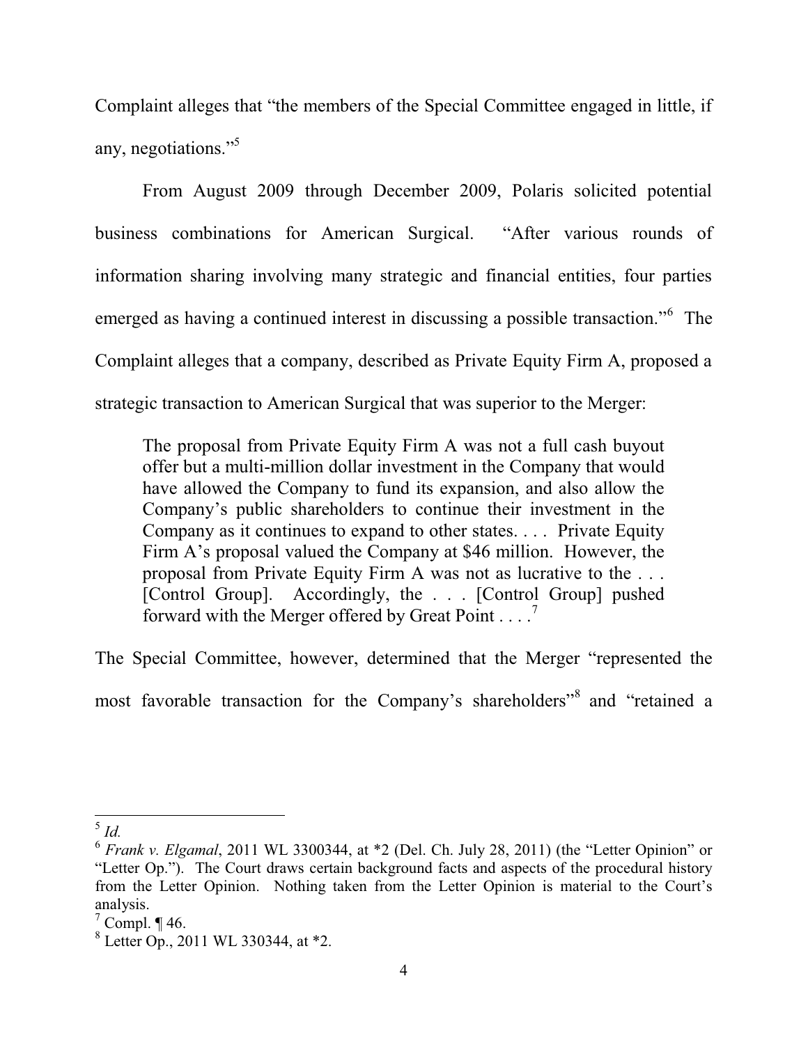Complaint alleges that "the members of the Special Committee engaged in little, if any, negotiations."[5]

From August 2009 through December 2009, Polaris solicited potential business combinations for American Surgical. "After various rounds of information sharing involving many strategic and financial entities, four parties emerged as having a continued interest in discussing a possible transaction."[6] The Complaint alleges that a company, described as Private Equity Firm A, proposed a strategic transaction to American Surgical that was superior to the Merger:

> The proposal from Private Equity Firm A was not a full cash buyout offer but a multi-million dollar investment in the Company that would have allowed the Company to fund its expansion, and also allow the Company's public shareholders to continue their investment in the Company as it continues to expand to other states. . . . Private Equity Firm A's proposal valued the Company at $46 million. However, the proposal from Private Equity Firm A was not as lucrative to the . . . [Control Group]. Accordingly, the . . . [Control Group] pushed forward with the Merger offered by Great Point . . . .[7]

The Special Committee, however, determined that the Merger "represented the most favorable transaction for the Company's shareholders"[8] and "retained a

---

[5] *Id.*

[6] *Frank v. Elgamal*, 2011 WL 3300344, at *2 (Del. Ch. July 28, 2011) (the "Letter Opinion" or "Letter Op."). The Court draws certain background facts and aspects of the procedural history from the Letter Opinion. Nothing taken from the Letter Opinion is material to the Court's analysis.

[7] Compl. ¶ 46.

[8] Letter Op., 2011 WL 330344, at *2.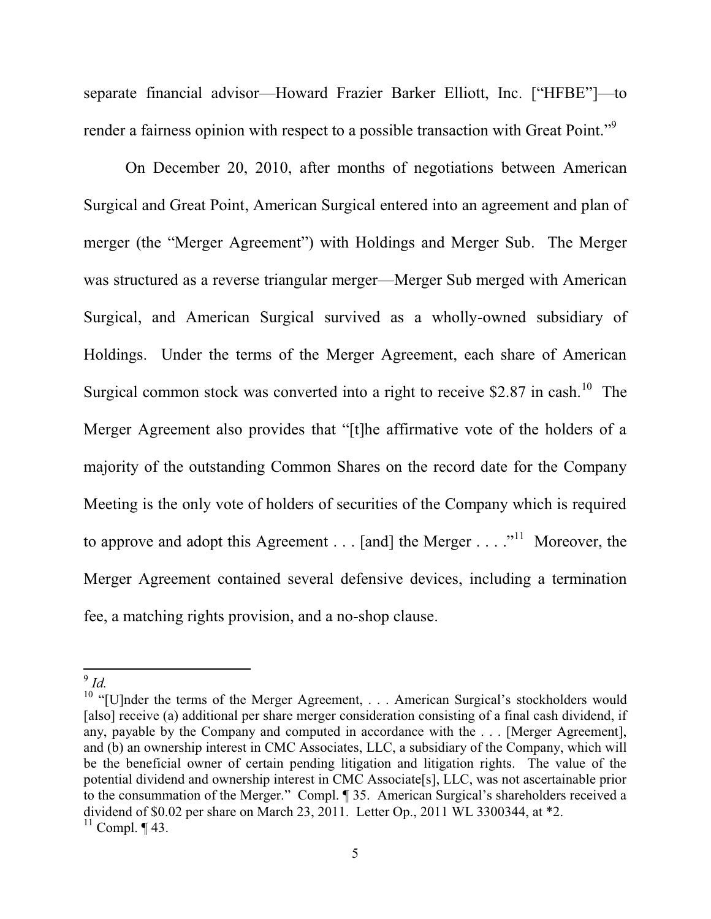separate financial advisor—Howard Frazier Barker Elliott, Inc. ["HFBE"]—to render a fairness opinion with respect to a possible transaction with Great Point."[9]

On December 20, 2010, after months of negotiations between American Surgical and Great Point, American Surgical entered into an agreement and plan of merger (the "Merger Agreement") with Holdings and Merger Sub. The Merger was structured as a reverse triangular merger—Merger Sub merged with American Surgical, and American Surgical survived as a wholly-owned subsidiary of Holdings. Under the terms of the Merger Agreement, each share of American Surgical common stock was converted into a right to receive $2.87 in cash.[10] The Merger Agreement also provides that "[t]he affirmative vote of the holders of a majority of the outstanding Common Shares on the record date for the Company Meeting is the only vote of holders of securities of the Company which is required to approve and adopt this Agreement . . . [and] the Merger . . . ."[11] Moreover, the Merger Agreement contained several defensive devices, including a termination fee, a matching rights provision, and a no-shop clause.

---

[9] *Id.*

[10] "[U]nder the terms of the Merger Agreement, . . . American Surgical's stockholders would [also] receive (a) additional per share merger consideration consisting of a final cash dividend, if any, payable by the Company and computed in accordance with the . . . [Merger Agreement], and (b) an ownership interest in CMC Associates, LLC, a subsidiary of the Company, which will be the beneficial owner of certain pending litigation and litigation rights. The value of the potential dividend and ownership interest in CMC Associate[s], LLC, was not ascertainable prior to the consummation of the Merger." Compl. ¶ 35. American Surgical's shareholders received a dividend of $0.02 per share on March 23, 2011. Letter Op., 2011 WL 3300344, at *2.

[11] Compl. ¶ 43.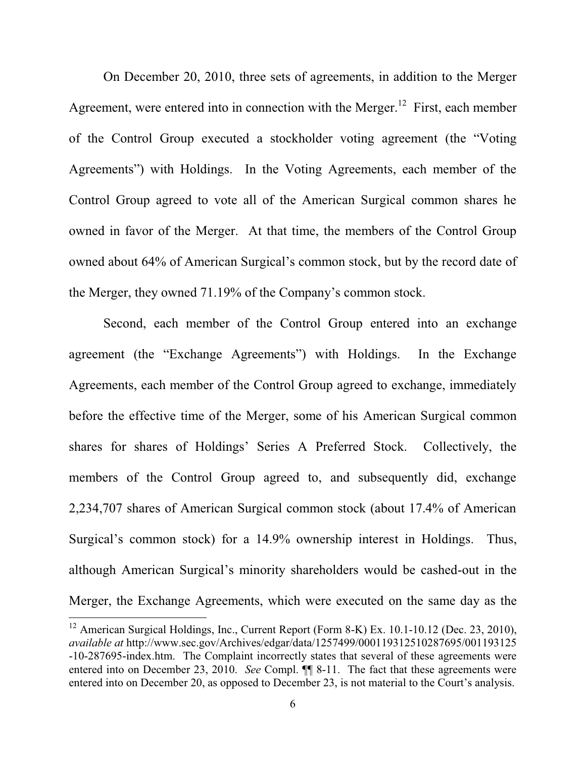On December 20, 2010, three sets of agreements, in addition to the Merger Agreement, were entered into in connection with the Merger.[12] First, each member of the Control Group executed a stockholder voting agreement (the "Voting Agreements") with Holdings. In the Voting Agreements, each member of the Control Group agreed to vote all of the American Surgical common shares he owned in favor of the Merger. At that time, the members of the Control Group owned about 64% of American Surgical's common stock, but by the record date of the Merger, they owned 71.19% of the Company's common stock.

Second, each member of the Control Group entered into an exchange agreement (the "Exchange Agreements") with Holdings. In the Exchange Agreements, each member of the Control Group agreed to exchange, immediately before the effective time of the Merger, some of his American Surgical common shares for shares of Holdings' Series A Preferred Stock. Collectively, the members of the Control Group agreed to, and subsequently did, exchange 2,234,707 shares of American Surgical common stock (about 17.4% of American Surgical's common stock) for a 14.9% ownership interest in Holdings. Thus, although American Surgical's minority shareholders would be cashed-out in the Merger, the Exchange Agreements, which were executed on the same day as the

---

[12] American Surgical Holdings, Inc., Current Report (Form 8-K) Ex. 10.1-10.12 (Dec. 23, 2010), *available at* http://www.sec.gov/Archives/edgar/data/1257499/000119312510287695/0001193125-10-287695-index.htm. The Complaint incorrectly states that several of these agreements were entered into on December 23, 2010. *See* Compl. ¶¶ 8-11. The fact that these agreements were entered into on December 20, as opposed to December 23, is not material to the Court's analysis.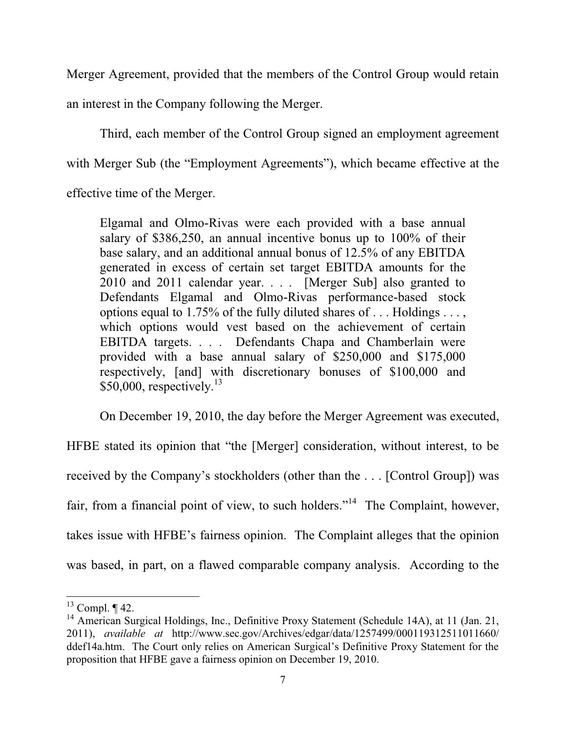Merger Agreement, provided that the members of the Control Group would retain an interest in the Company following the Merger.

Third, each member of the Control Group signed an employment agreement with Merger Sub (the "Employment Agreements"), which became effective at the effective time of the Merger.

> Elgamal and Olmo-Rivas were each provided with a base annual salary of $386,250, an annual incentive bonus up to 100% of their base salary, and an additional annual bonus of 12.5% of any EBITDA generated in excess of certain set target EBITDA amounts for the 2010 and 2011 calendar year. . . . [Merger Sub] also granted to Defendants Elgamal and Olmo-Rivas performance-based stock options equal to 1.75% of the fully diluted shares of . . . Holdings . . . , which options would vest based on the achievement of certain EBITDA targets. . . . Defendants Chapa and Chamberlain were provided with a base annual salary of $250,000 and $175,000 respectively, [and] with discretionary bonuses of $100,000 and $50,000, respectively.[13]

On December 19, 2010, the day before the Merger Agreement was executed, HFBE stated its opinion that "the [Merger] consideration, without interest, to be received by the Company's stockholders (other than the . . . [Control Group]) was fair, from a financial point of view, to such holders."[14] The Complaint, however, takes issue with HFBE's fairness opinion. The Complaint alleges that the opinion was based, in part, on a flawed comparable company analysis. According to the

---

[13] Compl. ¶ 42.

[14] American Surgical Holdings, Inc., Definitive Proxy Statement (Schedule 14A), at 11 (Jan. 21, 2011), *available at* http://www.sec.gov/Archives/edgar/data/1257499/000119312511011660/ddef14a.htm. The Court only relies on American Surgical's Definitive Proxy Statement for the proposition that HFBE gave a fairness opinion on December 19, 2010.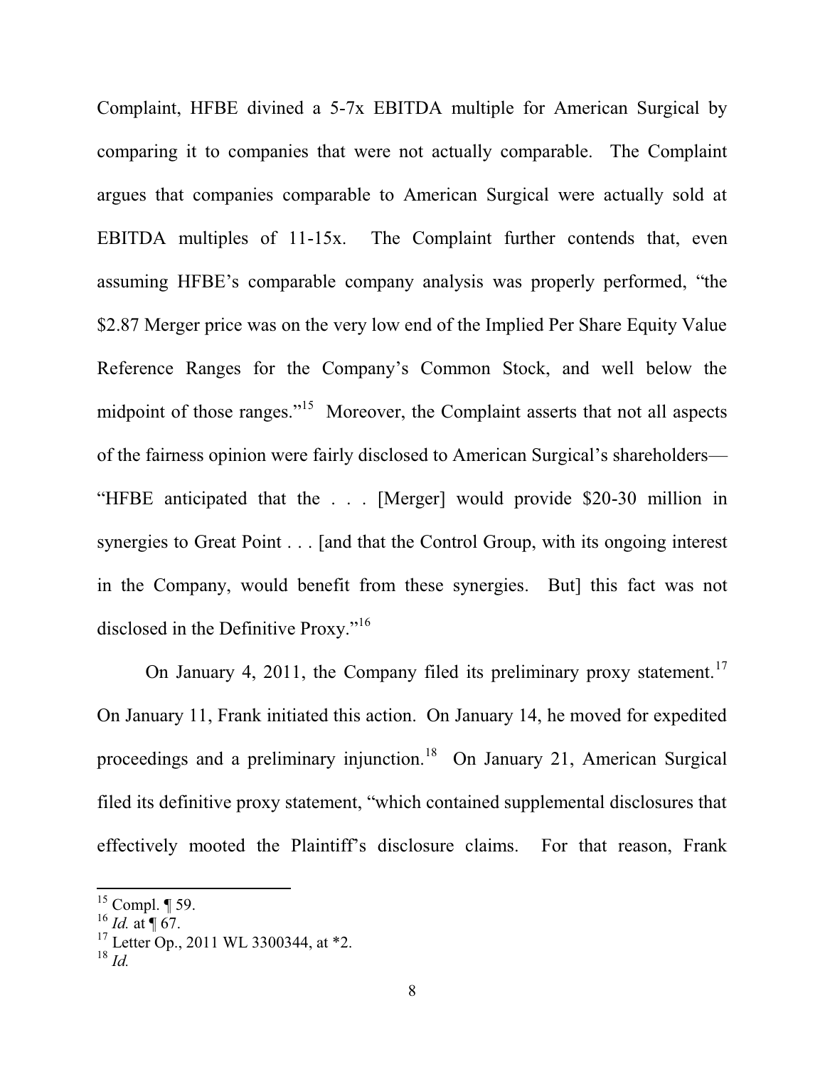Complaint, HFBE divined a 5-7x EBITDA multiple for American Surgical by comparing it to companies that were not actually comparable. The Complaint argues that companies comparable to American Surgical were actually sold at EBITDA multiples of 11-15x. The Complaint further contends that, even assuming HFBE's comparable company analysis was properly performed, "the $2.87 Merger price was on the very low end of the Implied Per Share Equity Value Reference Ranges for the Company's Common Stock, and well below the midpoint of those ranges."[15] Moreover, the Complaint asserts that not all aspects of the fairness opinion were fairly disclosed to American Surgical's shareholders—"HFBE anticipated that the . . . [Merger] would provide $20-30 million in synergies to Great Point . . . [and that the Control Group, with its ongoing interest in the Company, would benefit from these synergies. But] this fact was not disclosed in the Definitive Proxy."[16]

On January 4, 2011, the Company filed its preliminary proxy statement.[17] On January 11, Frank initiated this action. On January 14, he moved for expedited proceedings and a preliminary injunction.[18] On January 21, American Surgical filed its definitive proxy statement, "which contained supplemental disclosures that effectively mooted the Plaintiff's disclosure claims. For that reason, Frank

---

[15] Compl. ¶ 59.

[16] *Id.* at ¶ 67.

[17] Letter Op., 2011 WL 3300344, at *2.

[18] *Id.*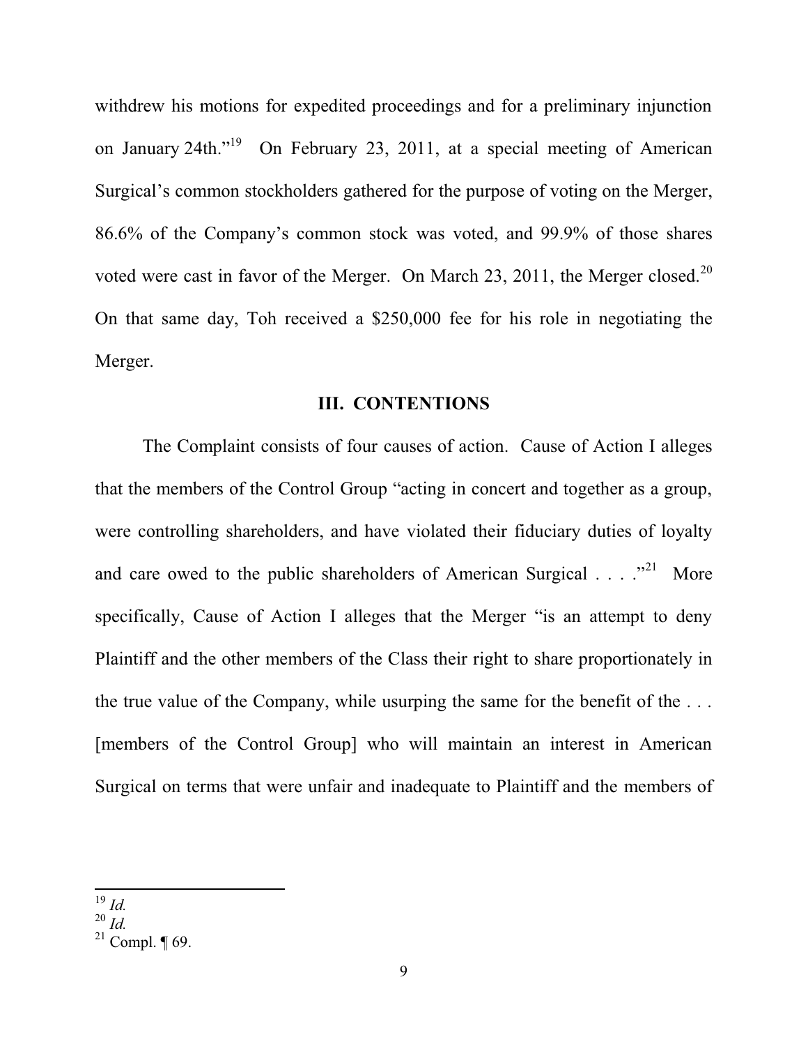withdrew his motions for expedited proceedings and for a preliminary injunction on January 24th."[19] On February 23, 2011, at a special meeting of American Surgical's common stockholders gathered for the purpose of voting on the Merger, 86.6% of the Company's common stock was voted, and 99.9% of those shares voted were cast in favor of the Merger. On March 23, 2011, the Merger closed.[20] On that same day, Toh received a $250,000 fee for his role in negotiating the Merger.

## III. CONTENTIONS

The Complaint consists of four causes of action. Cause of Action I alleges that the members of the Control Group "acting in concert and together as a group, were controlling shareholders, and have violated their fiduciary duties of loyalty and care owed to the public shareholders of American Surgical . . . ."[21] More specifically, Cause of Action I alleges that the Merger "is an attempt to deny Plaintiff and the other members of the Class their right to share proportionately in the true value of the Company, while usurping the same for the benefit of the . . . [members of the Control Group] who will maintain an interest in American Surgical on terms that were unfair and inadequate to Plaintiff and the members of

---

[19] *Id.*

[20] *Id.*

[21] Compl. ¶ 69.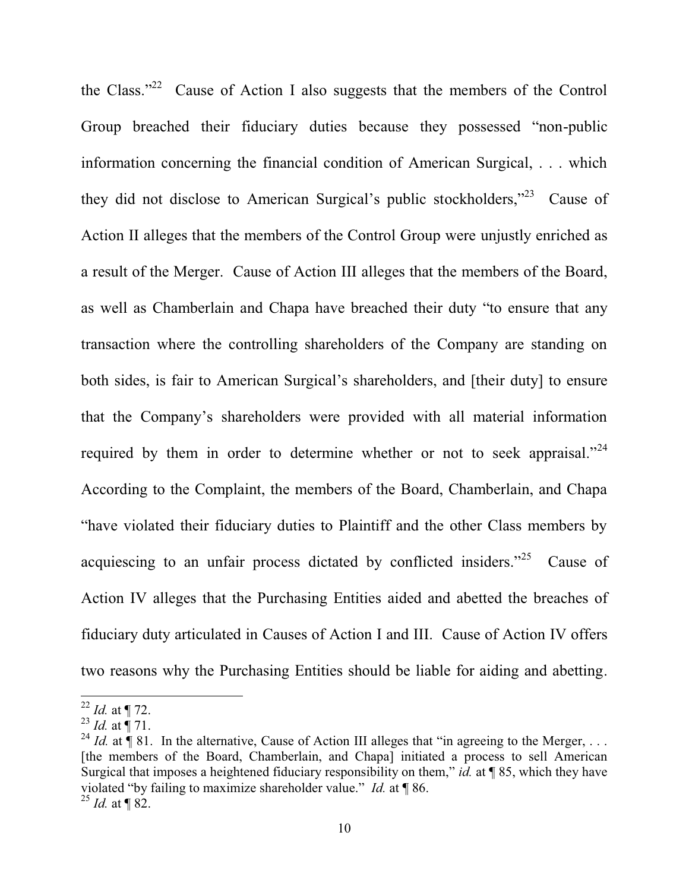the Class."[22] Cause of Action I also suggests that the members of the Control Group breached their fiduciary duties because they possessed "non-public information concerning the financial condition of American Surgical, . . . which they did not disclose to American Surgical's public stockholders,"[23] Cause of Action II alleges that the members of the Control Group were unjustly enriched as a result of the Merger. Cause of Action III alleges that the members of the Board, as well as Chamberlain and Chapa have breached their duty "to ensure that any transaction where the controlling shareholders of the Company are standing on both sides, is fair to American Surgical's shareholders, and [their duty] to ensure that the Company's shareholders were provided with all material information required by them in order to determine whether or not to seek appraisal."[24] According to the Complaint, the members of the Board, Chamberlain, and Chapa "have violated their fiduciary duties to Plaintiff and the other Class members by acquiescing to an unfair process dictated by conflicted insiders."[25] Cause of Action IV alleges that the Purchasing Entities aided and abetted the breaches of fiduciary duty articulated in Causes of Action I and III. Cause of Action IV offers two reasons why the Purchasing Entities should be liable for aiding and abetting.

---

[22] *Id.* at ¶ 72.

[23] *Id.* at ¶ 71.

[24] *Id.* at ¶ 81. In the alternative, Cause of Action III alleges that "in agreeing to the Merger, . . . [the members of the Board, Chamberlain, and Chapa] initiated a process to sell American Surgical that imposes a heightened fiduciary responsibility on them," *id.* at ¶ 85, which they have violated "by failing to maximize shareholder value." *Id.* at ¶ 86.

[25] *Id.* at ¶ 82.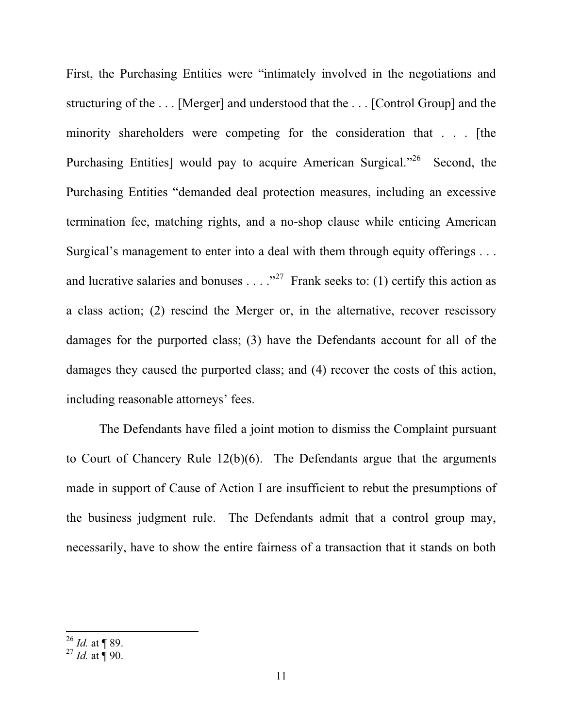First, the Purchasing Entities were "intimately involved in the negotiations and structuring of the . . . [Merger] and understood that the . . . [Control Group] and the minority shareholders were competing for the consideration that . . . [the Purchasing Entities] would pay to acquire American Surgical."[26] Second, the Purchasing Entities "demanded deal protection measures, including an excessive termination fee, matching rights, and a no-shop clause while enticing American Surgical's management to enter into a deal with them through equity offerings . . . and lucrative salaries and bonuses . . . ."[27] Frank seeks to: (1) certify this action as a class action; (2) rescind the Merger or, in the alternative, recover rescissory damages for the purported class; (3) have the Defendants account for all of the damages they caused the purported class; and (4) recover the costs of this action, including reasonable attorneys' fees.

The Defendants have filed a joint motion to dismiss the Complaint pursuant to Court of Chancery Rule 12(b)(6). The Defendants argue that the arguments made in support of Cause of Action I are insufficient to rebut the presumptions of the business judgment rule. The Defendants admit that a control group may, necessarily, have to show the entire fairness of a transaction that it stands on both

---

[26] *Id.* at ¶ 89.

[27] *Id.* at ¶ 90.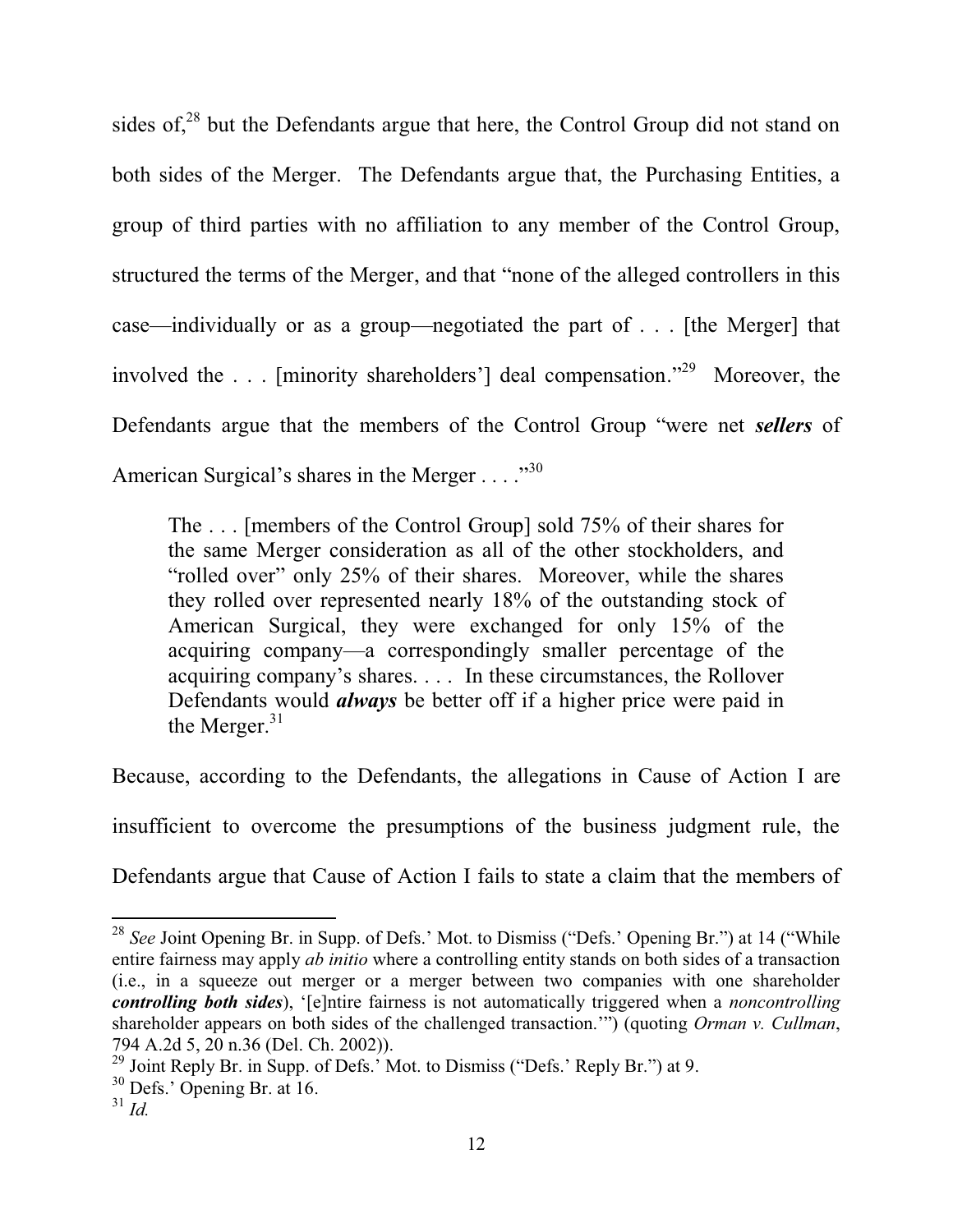sides of,[28] but the Defendants argue that here, the Control Group did not stand on both sides of the Merger. The Defendants argue that, the Purchasing Entities, a group of third parties with no affiliation to any member of the Control Group, structured the terms of the Merger, and that "none of the alleged controllers in this case—individually or as a group—negotiated the part of . . . [the Merger] that involved the . . . [minority shareholders'] deal compensation."[29] Moreover, the Defendants argue that the members of the Control Group "were net ***sellers*** of American Surgical's shares in the Merger . . . ."[30]

> The . . . [members of the Control Group] sold 75% of their shares for the same Merger consideration as all of the other stockholders, and "rolled over" only 25% of their shares. Moreover, while the shares they rolled over represented nearly 18% of the outstanding stock of American Surgical, they were exchanged for only 15% of the acquiring company—a correspondingly smaller percentage of the acquiring company's shares. . . . In these circumstances, the Rollover Defendants would ***always*** be better off if a higher price were paid in the Merger.[31]

Because, according to the Defendants, the allegations in Cause of Action I are insufficient to overcome the presumptions of the business judgment rule, the Defendants argue that Cause of Action I fails to state a claim that the members of

---

[28] *See* Joint Opening Br. in Supp. of Defs.' Mot. to Dismiss ("Defs.' Opening Br.") at 14 ("While entire fairness may apply *ab initio* where a controlling entity stands on both sides of a transaction (i.e., in a squeeze out merger or a merger between two companies with one shareholder ***controlling both sides***), '[e]ntire fairness is not automatically triggered when a *noncontrolling* shareholder appears on both sides of the challenged transaction.'") (quoting *Orman v. Cullman*, 794 A.2d 5, 20 n.36 (Del. Ch. 2002)).

[29] Joint Reply Br. in Supp. of Defs.' Mot. to Dismiss ("Defs.' Reply Br.") at 9.

[30] Defs.' Opening Br. at 16.

[31] *Id.*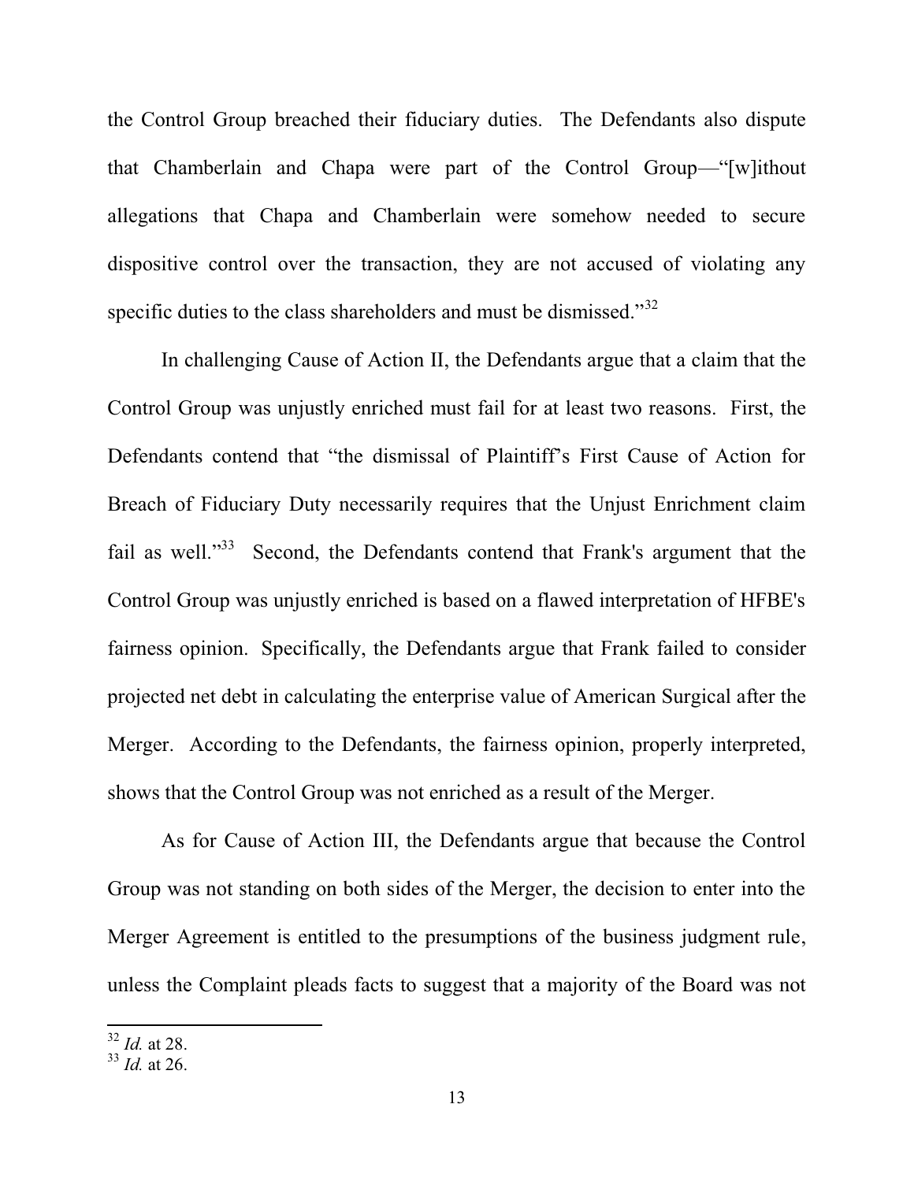the Control Group breached their fiduciary duties. The Defendants also dispute that Chamberlain and Chapa were part of the Control Group—"[w]ithout allegations that Chapa and Chamberlain were somehow needed to secure dispositive control over the transaction, they are not accused of violating any specific duties to the class shareholders and must be dismissed."[32]

In challenging Cause of Action II, the Defendants argue that a claim that the Control Group was unjustly enriched must fail for at least two reasons. First, the Defendants contend that "the dismissal of Plaintiff's First Cause of Action for Breach of Fiduciary Duty necessarily requires that the Unjust Enrichment claim fail as well."[33] Second, the Defendants contend that Frank's argument that the Control Group was unjustly enriched is based on a flawed interpretation of HFBE's fairness opinion. Specifically, the Defendants argue that Frank failed to consider projected net debt in calculating the enterprise value of American Surgical after the Merger. According to the Defendants, the fairness opinion, properly interpreted, shows that the Control Group was not enriched as a result of the Merger.

As for Cause of Action III, the Defendants argue that because the Control Group was not standing on both sides of the Merger, the decision to enter into the Merger Agreement is entitled to the presumptions of the business judgment rule, unless the Complaint pleads facts to suggest that a majority of the Board was not

---

[32] *Id.* at 28.

[33] *Id.* at 26.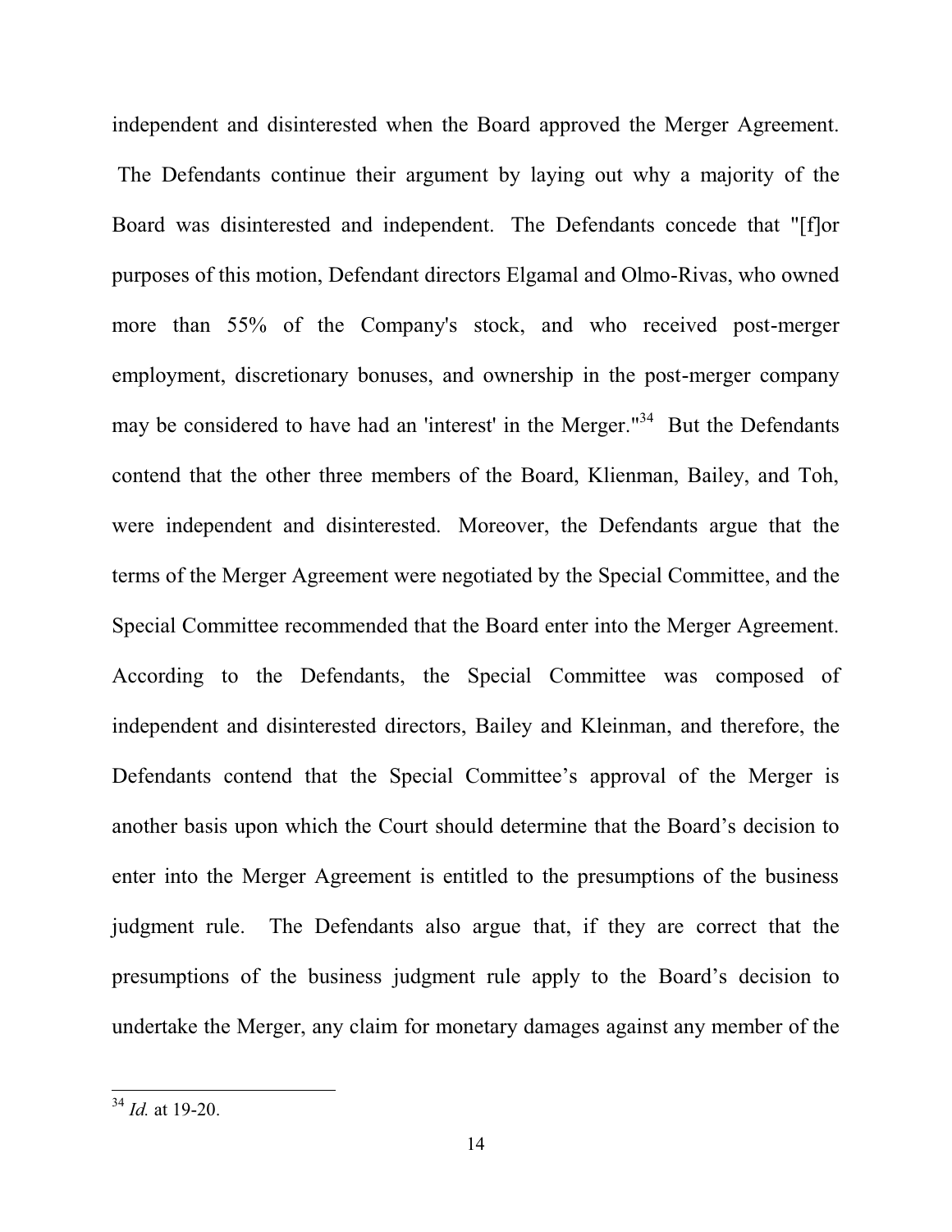independent and disinterested when the Board approved the Merger Agreement. The Defendants continue their argument by laying out why a majority of the Board was disinterested and independent. The Defendants concede that "[f]or purposes of this motion, Defendant directors Elgamal and Olmo-Rivas, who owned more than 55% of the Company's stock, and who received post-merger employment, discretionary bonuses, and ownership in the post-merger company may be considered to have had an 'interest' in the Merger."[34] But the Defendants contend that the other three members of the Board, Klienman, Bailey, and Toh, were independent and disinterested. Moreover, the Defendants argue that the terms of the Merger Agreement were negotiated by the Special Committee, and the Special Committee recommended that the Board enter into the Merger Agreement. According to the Defendants, the Special Committee was composed of independent and disinterested directors, Bailey and Kleinman, and therefore, the Defendants contend that the Special Committee's approval of the Merger is another basis upon which the Court should determine that the Board's decision to enter into the Merger Agreement is entitled to the presumptions of the business judgment rule. The Defendants also argue that, if they are correct that the presumptions of the business judgment rule apply to the Board's decision to undertake the Merger, any claim for monetary damages against any member of the

---

[34] *Id.* at 19-20.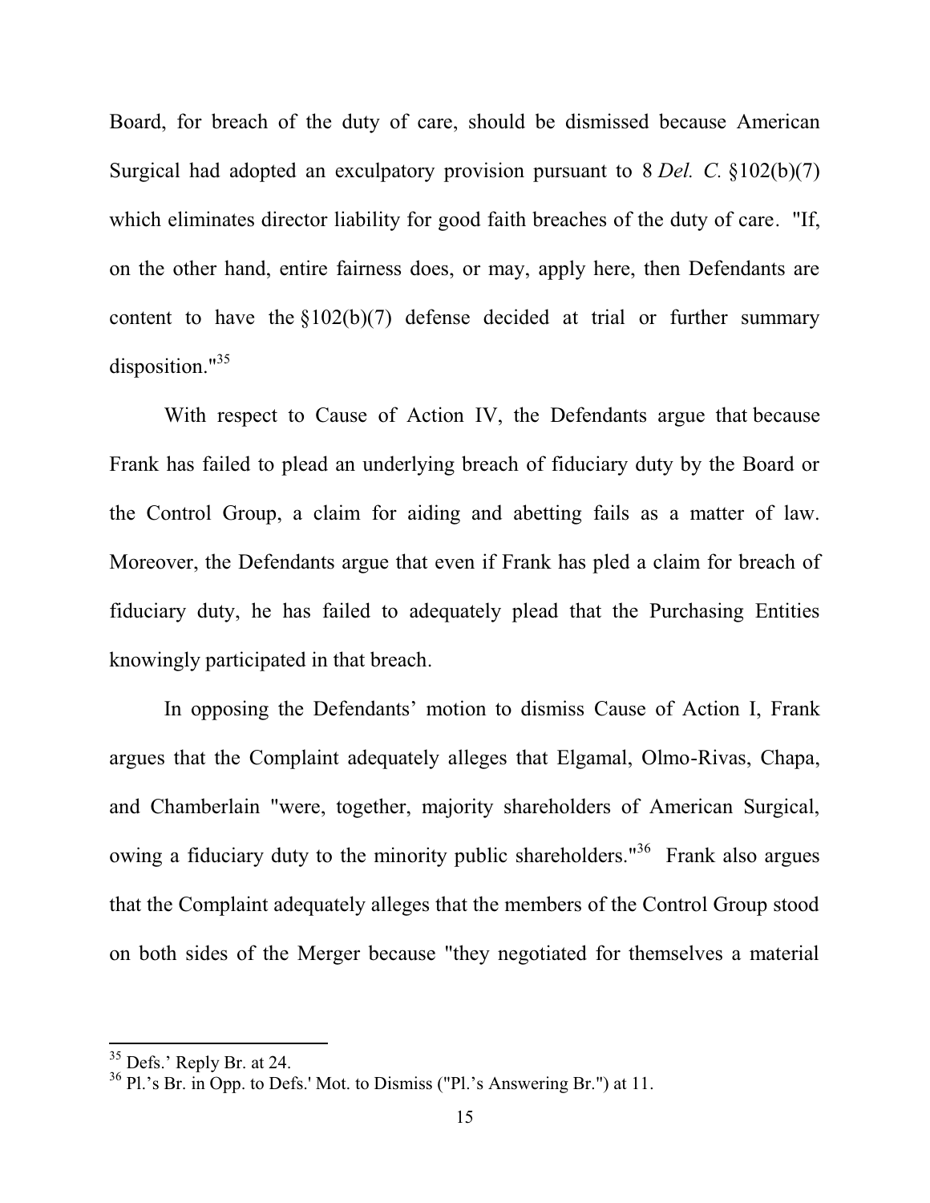Board, for breach of the duty of care, should be dismissed because American Surgical had adopted an exculpatory provision pursuant to 8 *Del. C.* §102(b)(7) which eliminates director liability for good faith breaches of the duty of care. "If, on the other hand, entire fairness does, or may, apply here, then Defendants are content to have the §102(b)(7) defense decided at trial or further summary disposition."[35]

With respect to Cause of Action IV, the Defendants argue that because Frank has failed to plead an underlying breach of fiduciary duty by the Board or the Control Group, a claim for aiding and abetting fails as a matter of law. Moreover, the Defendants argue that even if Frank has pled a claim for breach of fiduciary duty, he has failed to adequately plead that the Purchasing Entities knowingly participated in that breach.

In opposing the Defendants' motion to dismiss Cause of Action I, Frank argues that the Complaint adequately alleges that Elgamal, Olmo-Rivas, Chapa, and Chamberlain "were, together, majority shareholders of American Surgical, owing a fiduciary duty to the minority public shareholders."[36] Frank also argues that the Complaint adequately alleges that the members of the Control Group stood on both sides of the Merger because "they negotiated for themselves a material

---

[35] Defs.' Reply Br. at 24.

[36] Pl.'s Br. in Opp. to Defs.' Mot. to Dismiss ("Pl.'s Answering Br.") at 11.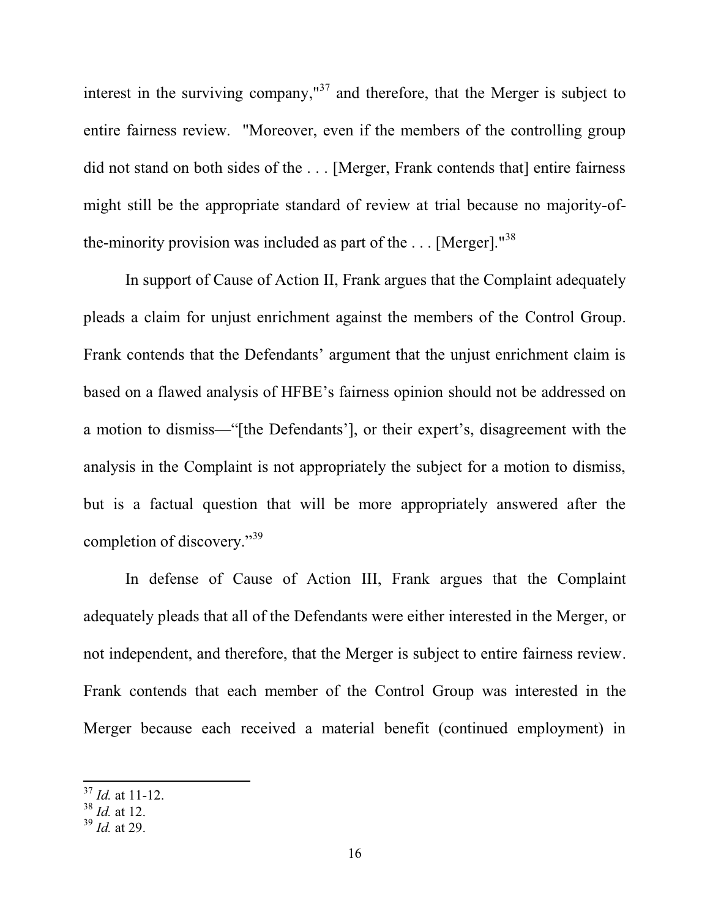interest in the surviving company,"[37] and therefore, that the Merger is subject to entire fairness review. "Moreover, even if the members of the controlling group did not stand on both sides of the . . . [Merger, Frank contends that] entire fairness might still be the appropriate standard of review at trial because no majority-of-the-minority provision was included as part of the . . . [Merger]."[38]

In support of Cause of Action II, Frank argues that the Complaint adequately pleads a claim for unjust enrichment against the members of the Control Group. Frank contends that the Defendants' argument that the unjust enrichment claim is based on a flawed analysis of HFBE's fairness opinion should not be addressed on a motion to dismiss—"[the Defendants'], or their expert's, disagreement with the analysis in the Complaint is not appropriately the subject for a motion to dismiss, but is a factual question that will be more appropriately answered after the completion of discovery."[39]

In defense of Cause of Action III, Frank argues that the Complaint adequately pleads that all of the Defendants were either interested in the Merger, or not independent, and therefore, that the Merger is subject to entire fairness review. Frank contends that each member of the Control Group was interested in the Merger because each received a material benefit (continued employment) in

[37] *Id.* at 11-12.
[38] *Id.* at 12.
[39] *Id.* at 29.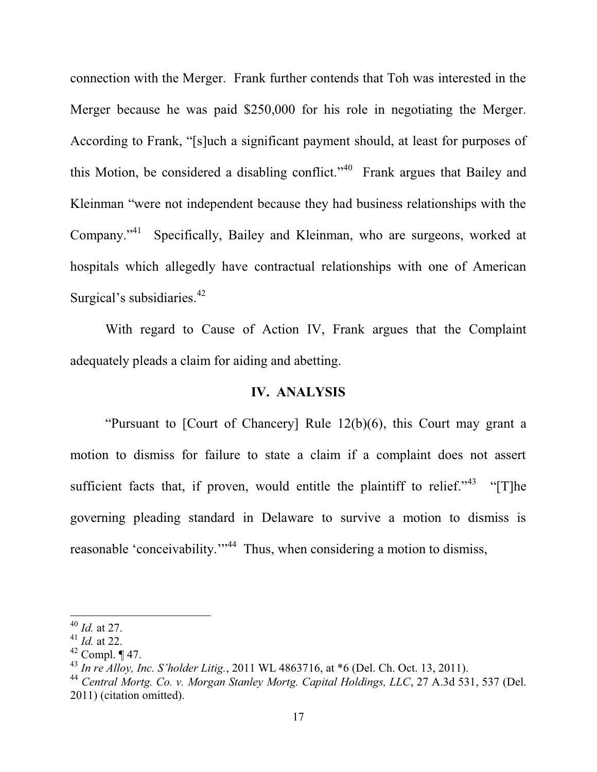connection with the Merger. Frank further contends that Toh was interested in the Merger because he was paid $250,000 for his role in negotiating the Merger. According to Frank, "[s]uch a significant payment should, at least for purposes of this Motion, be considered a disabling conflict."[40] Frank argues that Bailey and Kleinman "were not independent because they had business relationships with the Company."[41] Specifically, Bailey and Kleinman, who are surgeons, worked at hospitals which allegedly have contractual relationships with one of American Surgical's subsidiaries.[42]

With regard to Cause of Action IV, Frank argues that the Complaint adequately pleads a claim for aiding and abetting.

## IV. ANALYSIS

"Pursuant to [Court of Chancery] Rule 12(b)(6), this Court may grant a motion to dismiss for failure to state a claim if a complaint does not assert sufficient facts that, if proven, would entitle the plaintiff to relief."[43] "[T]he governing pleading standard in Delaware to survive a motion to dismiss is reasonable 'conceivability.'"[44] Thus, when considering a motion to dismiss,

---

[40] *Id.* at 27.

[41] *Id.* at 22.

[42] Compl. ¶ 47.

[43] *In re Alloy, Inc. S'holder Litig.*, 2011 WL 4863716, at *6 (Del. Ch. Oct. 13, 2011).

[44] *Central Mortg. Co. v. Morgan Stanley Mortg. Capital Holdings, LLC*, 27 A.3d 531, 537 (Del. 2011) (citation omitted).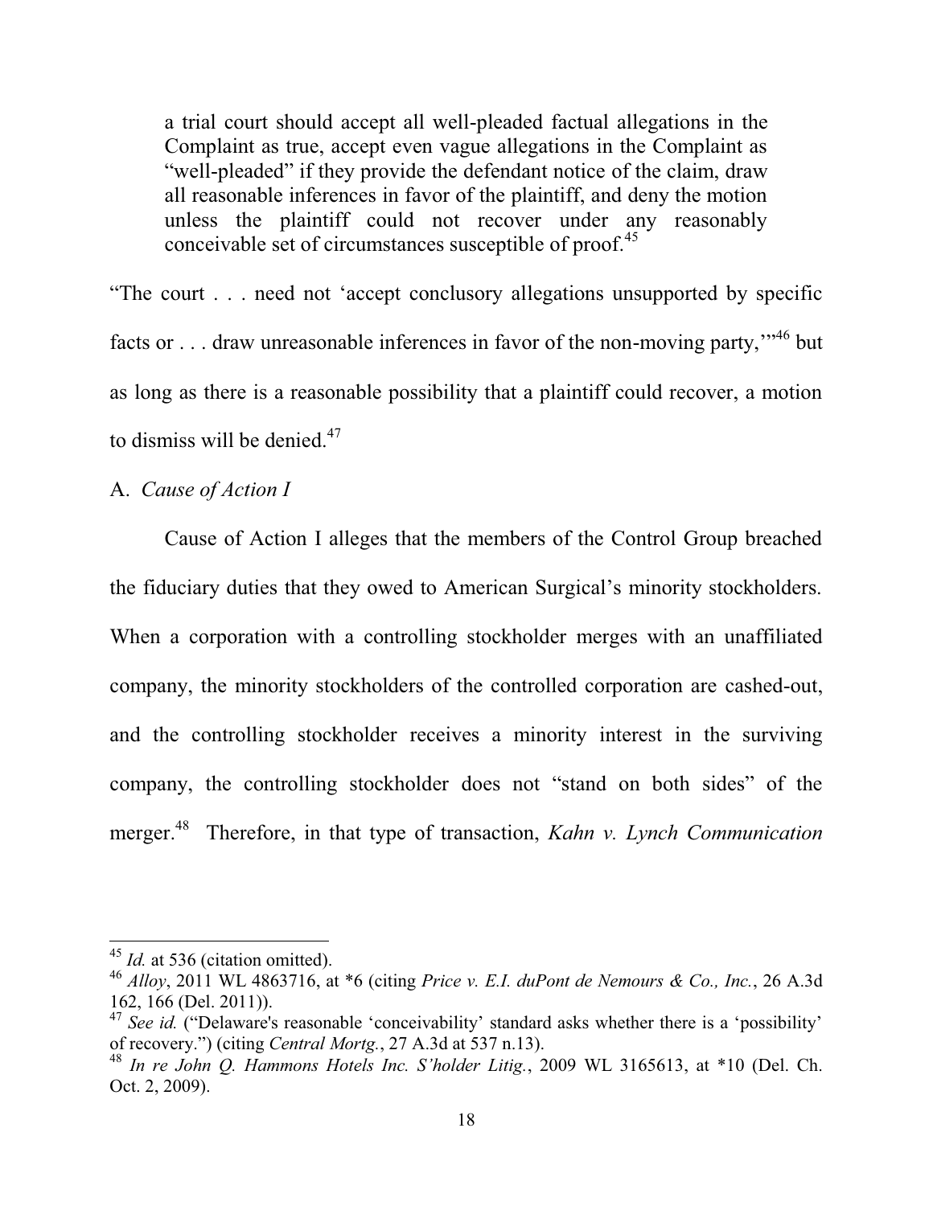> a trial court should accept all well-pleaded factual allegations in the Complaint as true, accept even vague allegations in the Complaint as "well-pleaded" if they provide the defendant notice of the claim, draw all reasonable inferences in favor of the plaintiff, and deny the motion unless the plaintiff could not recover under any reasonably conceivable set of circumstances susceptible of proof.[45]

"The court . . . need not 'accept conclusory allegations unsupported by specific facts or . . . draw unreasonable inferences in favor of the non-moving party,'"[46] but as long as there is a reasonable possibility that a plaintiff could recover, a motion to dismiss will be denied.[47]

A. *Cause of Action I*

Cause of Action I alleges that the members of the Control Group breached the fiduciary duties that they owed to American Surgical's minority stockholders. When a corporation with a controlling stockholder merges with an unaffiliated company, the minority stockholders of the controlled corporation are cashed-out, and the controlling stockholder receives a minority interest in the surviving company, the controlling stockholder does not "stand on both sides" of the merger.[48] Therefore, in that type of transaction, *Kahn v. Lynch Communication*

---

[45] *Id.* at 536 (citation omitted).

[46] *Alloy*, 2011 WL 4863716, at *6 (citing *Price v. E.I. duPont de Nemours & Co., Inc.*, 26 A.3d 162, 166 (Del. 2011)).

[47] *See id.* ("Delaware's reasonable 'conceivability' standard asks whether there is a 'possibility' of recovery.") (citing *Central Mortg.*, 27 A.3d at 537 n.13).

[48] *In re John Q. Hammons Hotels Inc. S'holder Litig.*, 2009 WL 3165613, at *10 (Del. Ch. Oct. 2, 2009).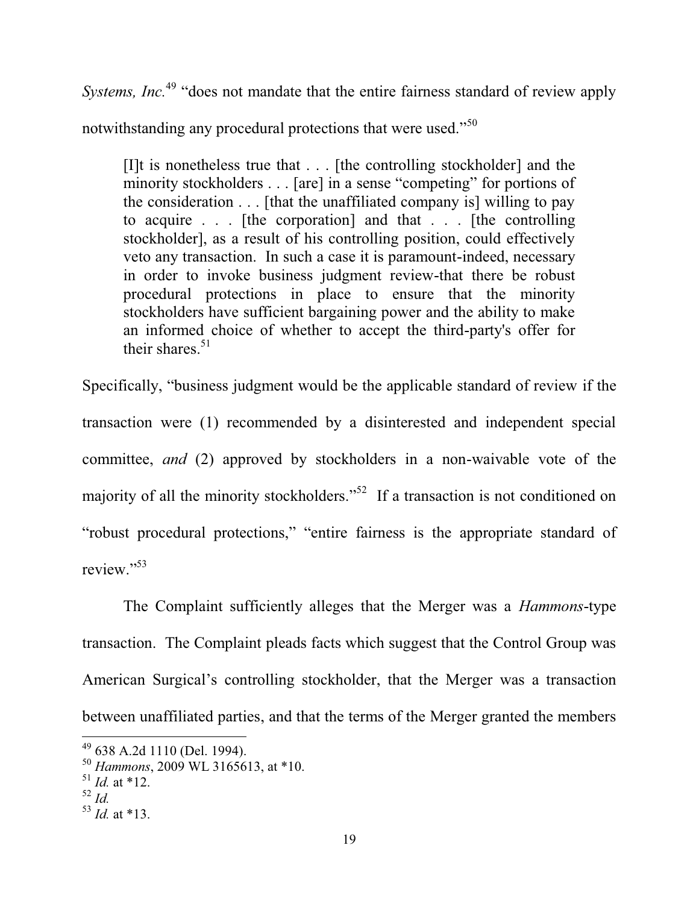*Systems, Inc.*[49] "does not mandate that the entire fairness standard of review apply notwithstanding any procedural protections that were used."[50]

> [I]t is nonetheless true that . . . [the controlling stockholder] and the minority stockholders . . . [are] in a sense "competing" for portions of the consideration . . . [that the unaffiliated company is] willing to pay to acquire . . . [the corporation] and that . . . [the controlling stockholder], as a result of his controlling position, could effectively veto any transaction. In such a case it is paramount-indeed, necessary in order to invoke business judgment review-that there be robust procedural protections in place to ensure that the minority stockholders have sufficient bargaining power and the ability to make an informed choice of whether to accept the third-party's offer for their shares.[51]

Specifically, "business judgment would be the applicable standard of review if the transaction were (1) recommended by a disinterested and independent special committee, *and* (2) approved by stockholders in a non-waivable vote of the majority of all the minority stockholders."[52] If a transaction is not conditioned on "robust procedural protections," "entire fairness is the appropriate standard of review."[53]

The Complaint sufficiently alleges that the Merger was a *Hammons*-type transaction. The Complaint pleads facts which suggest that the Control Group was American Surgical's controlling stockholder, that the Merger was a transaction between unaffiliated parties, and that the terms of the Merger granted the members

---

[49] 638 A.2d 1110 (Del. 1994).

[50] *Hammons*, 2009 WL 3165613, at *10.

[51] *Id.* at *12.

[52] *Id.*

[53] *Id.* at *13.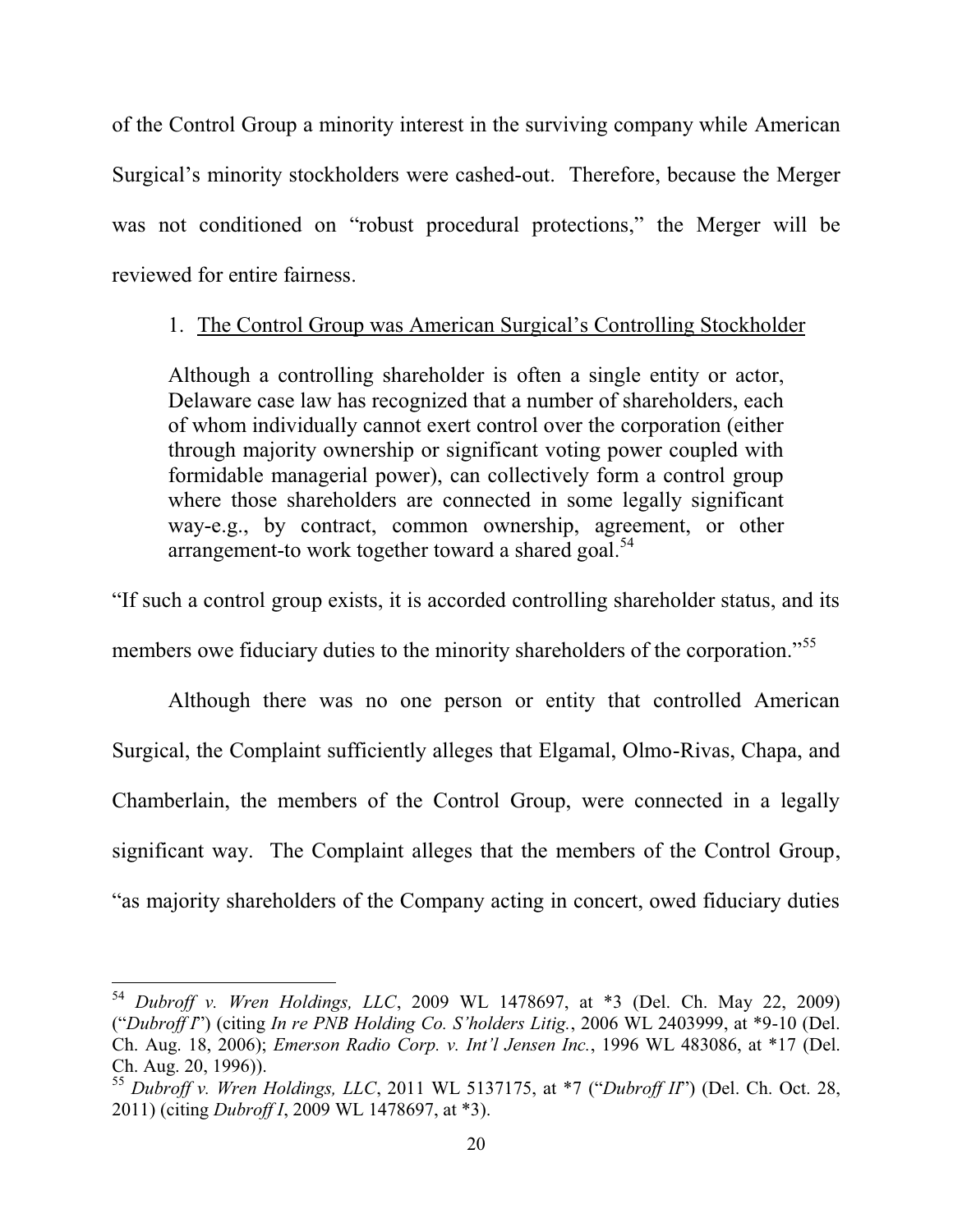of the Control Group a minority interest in the surviving company while American Surgical's minority stockholders were cashed-out. Therefore, because the Merger was not conditioned on "robust procedural protections," the Merger will be reviewed for entire fairness.

1. <u>The Control Group was American Surgical's Controlling Stockholder</u>

> Although a controlling shareholder is often a single entity or actor, Delaware case law has recognized that a number of shareholders, each of whom individually cannot exert control over the corporation (either through majority ownership or significant voting power coupled with formidable managerial power), can collectively form a control group where those shareholders are connected in some legally significant way-e.g., by contract, common ownership, agreement, or other arrangement-to work together toward a shared goal.[54]

"If such a control group exists, it is accorded controlling shareholder status, and its members owe fiduciary duties to the minority shareholders of the corporation."[55]

Although there was no one person or entity that controlled American Surgical, the Complaint sufficiently alleges that Elgamal, Olmo-Rivas, Chapa, and Chamberlain, the members of the Control Group, were connected in a legally significant way. The Complaint alleges that the members of the Control Group, "as majority shareholders of the Company acting in concert, owed fiduciary duties

---

[54] *Dubroff v. Wren Holdings, LLC*, 2009 WL 1478697, at *3 (Del. Ch. May 22, 2009) ("*Dubroff I*") (citing *In re PNB Holding Co. S'holders Litig.*, 2006 WL 2403999, at *9-10 (Del. Ch. Aug. 18, 2006); *Emerson Radio Corp. v. Int'l Jensen Inc.*, 1996 WL 483086, at *17 (Del. Ch. Aug. 20, 1996)).

[55] *Dubroff v. Wren Holdings, LLC*, 2011 WL 5137175, at *7 ("*Dubroff II*") (Del. Ch. Oct. 28, 2011) (citing *Dubroff I*, 2009 WL 1478697, at *3).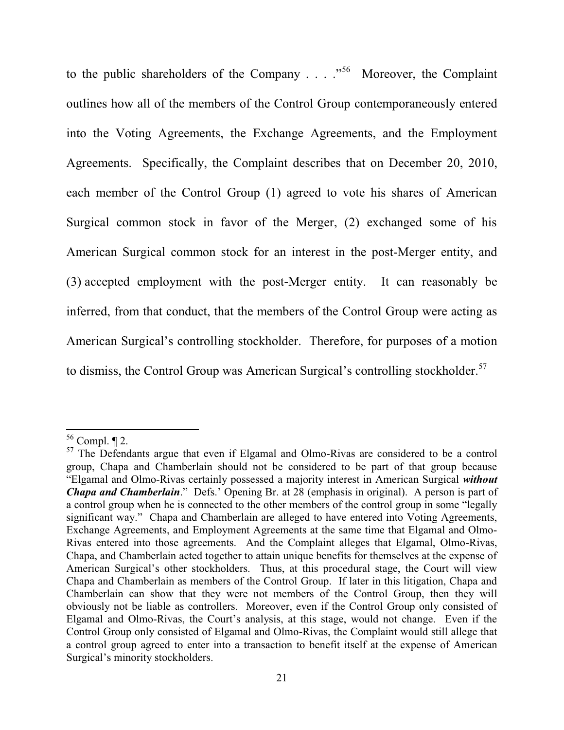to the public shareholders of the Company . . . ."[56] Moreover, the Complaint outlines how all of the members of the Control Group contemporaneously entered into the Voting Agreements, the Exchange Agreements, and the Employment Agreements. Specifically, the Complaint describes that on December 20, 2010, each member of the Control Group (1) agreed to vote his shares of American Surgical common stock in favor of the Merger, (2) exchanged some of his American Surgical common stock for an interest in the post-Merger entity, and (3) accepted employment with the post-Merger entity. It can reasonably be inferred, from that conduct, that the members of the Control Group were acting as American Surgical's controlling stockholder. Therefore, for purposes of a motion to dismiss, the Control Group was American Surgical's controlling stockholder.[57]

---

[56] Compl. ¶ 2.

[57] The Defendants argue that even if Elgamal and Olmo-Rivas are considered to be a control group, Chapa and Chamberlain should not be considered to be part of that group because "Elgamal and Olmo-Rivas certainly possessed a majority interest in American Surgical ***without Chapa and Chamberlain***." Defs.' Opening Br. at 28 (emphasis in original). A person is part of a control group when he is connected to the other members of the control group in some "legally significant way." Chapa and Chamberlain are alleged to have entered into Voting Agreements, Exchange Agreements, and Employment Agreements at the same time that Elgamal and Olmo-Rivas entered into those agreements. And the Complaint alleges that Elgamal, Olmo-Rivas, Chapa, and Chamberlain acted together to attain unique benefits for themselves at the expense of American Surgical's other stockholders. Thus, at this procedural stage, the Court will view Chapa and Chamberlain as members of the Control Group. If later in this litigation, Chapa and Chamberlain can show that they were not members of the Control Group, then they will obviously not be liable as controllers. Moreover, even if the Control Group only consisted of Elgamal and Olmo-Rivas, the Court's analysis, at this stage, would not change. Even if the Control Group only consisted of Elgamal and Olmo-Rivas, the Complaint would still allege that a control group agreed to enter into a transaction to benefit itself at the expense of American Surgical's minority stockholders.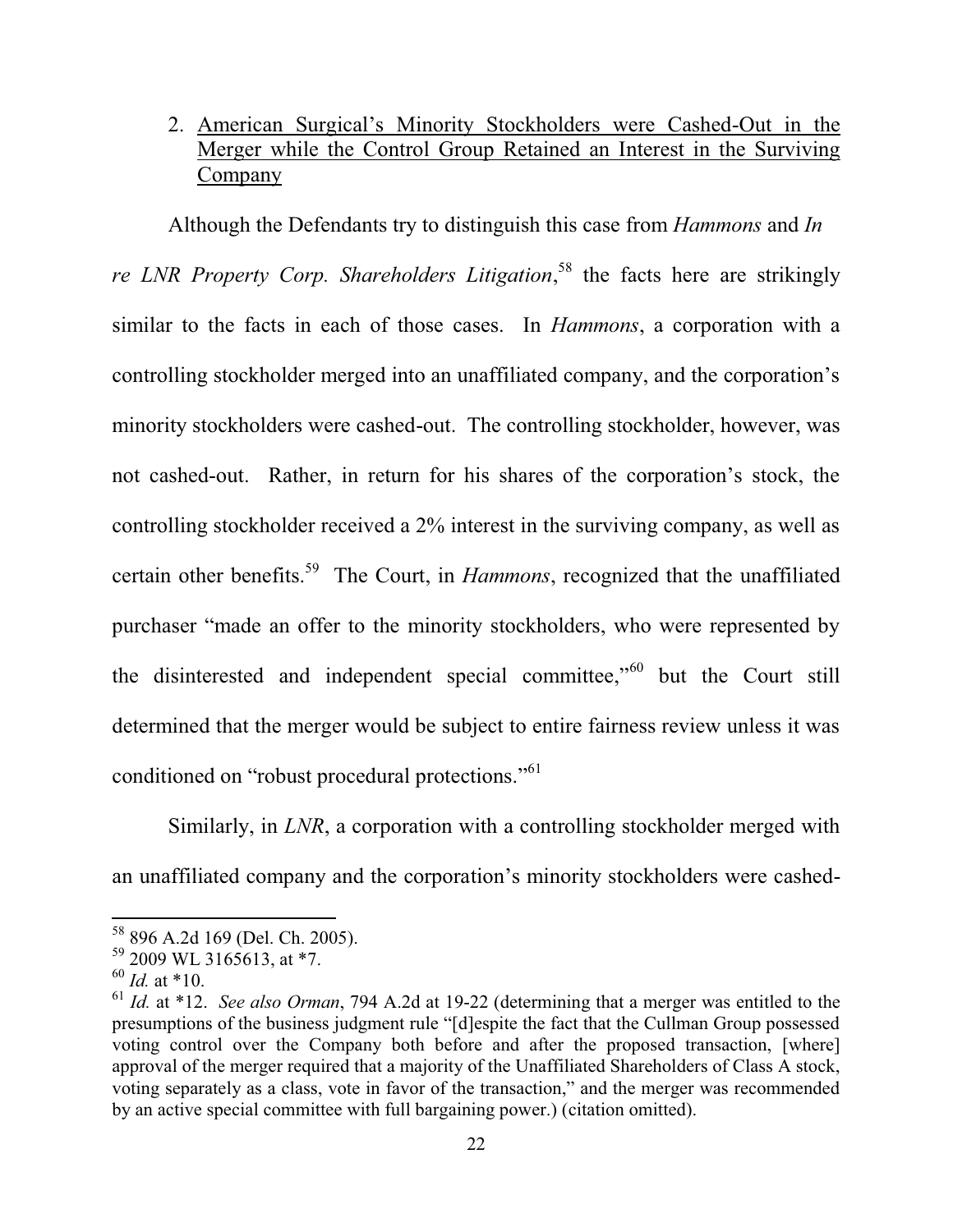2. American Surgical's Minority Stockholders were Cashed-Out in the Merger while the Control Group Retained an Interest in the Surviving Company

Although the Defendants try to distinguish this case from *Hammons* and *In re LNR Property Corp. Shareholders Litigation*,[58] the facts here are strikingly similar to the facts in each of those cases. In *Hammons*, a corporation with a controlling stockholder merged into an unaffiliated company, and the corporation's minority stockholders were cashed-out. The controlling stockholder, however, was not cashed-out. Rather, in return for his shares of the corporation's stock, the controlling stockholder received a 2% interest in the surviving company, as well as certain other benefits.[59] The Court, in *Hammons*, recognized that the unaffiliated purchaser "made an offer to the minority stockholders, who were represented by the disinterested and independent special committee,"[60] but the Court still determined that the merger would be subject to entire fairness review unless it was conditioned on "robust procedural protections."[61]

Similarly, in *LNR*, a corporation with a controlling stockholder merged with an unaffiliated company and the corporation's minority stockholders were cashed-

---

[58] 896 A.2d 169 (Del. Ch. 2005).

[59] 2009 WL 3165613, at *7.

[60] *Id.* at *10.

[61] *Id.* at *12. *See also Orman*, 794 A.2d at 19-22 (determining that a merger was entitled to the presumptions of the business judgment rule "[d]espite the fact that the Cullman Group possessed voting control over the Company both before and after the proposed transaction, [where] approval of the merger required that a majority of the Unaffiliated Shareholders of Class A stock, voting separately as a class, vote in favor of the transaction," and the merger was recommended by an active special committee with full bargaining power.) (citation omitted).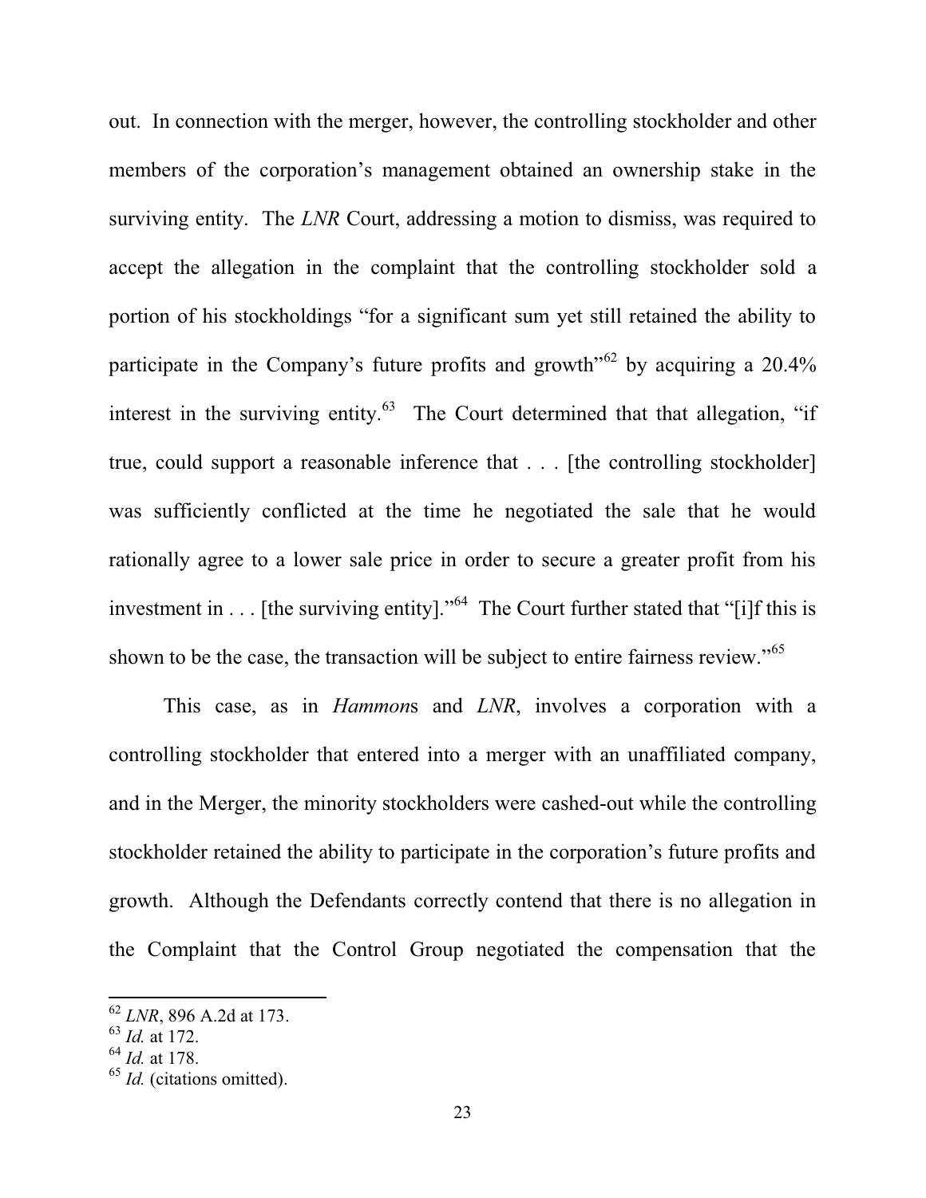out. In connection with the merger, however, the controlling stockholder and other members of the corporation's management obtained an ownership stake in the surviving entity. The *LNR* Court, addressing a motion to dismiss, was required to accept the allegation in the complaint that the controlling stockholder sold a portion of his stockholdings "for a significant sum yet still retained the ability to participate in the Company's future profits and growth"[62] by acquiring a 20.4% interest in the surviving entity.[63] The Court determined that that allegation, "if true, could support a reasonable inference that . . . [the controlling stockholder] was sufficiently conflicted at the time he negotiated the sale that he would rationally agree to a lower sale price in order to secure a greater profit from his investment in . . . [the surviving entity]."[64] The Court further stated that "[i]f this is shown to be the case, the transaction will be subject to entire fairness review."[65]

This case, as in *Hammons* and *LNR*, involves a corporation with a controlling stockholder that entered into a merger with an unaffiliated company, and in the Merger, the minority stockholders were cashed-out while the controlling stockholder retained the ability to participate in the corporation's future profits and growth. Although the Defendants correctly contend that there is no allegation in the Complaint that the Control Group negotiated the compensation that the

---

[62] *LNR*, 896 A.2d at 173.

[63] *Id.* at 172.

[64] *Id.* at 178.

[65] *Id.* (citations omitted).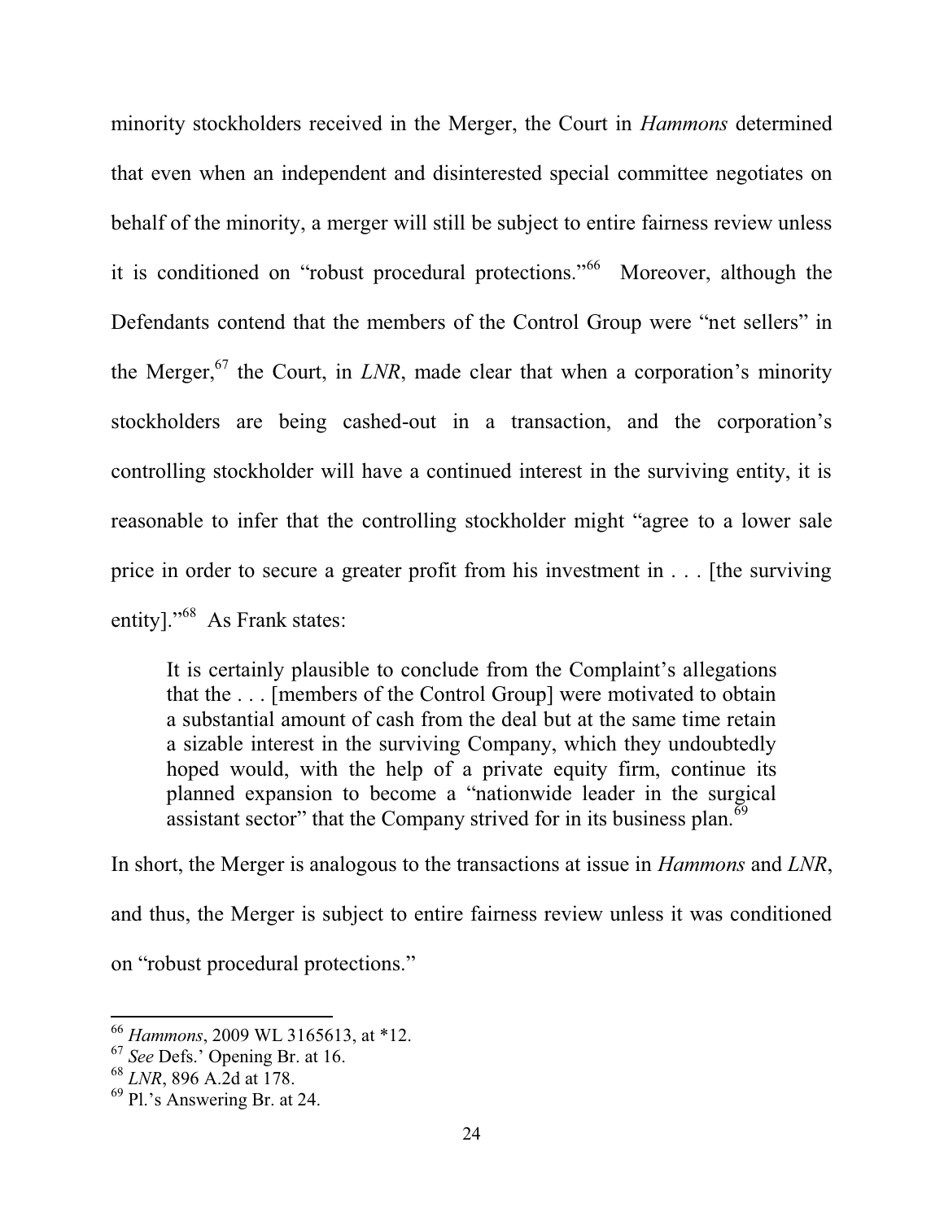minority stockholders received in the Merger, the Court in *Hammons* determined that even when an independent and disinterested special committee negotiates on behalf of the minority, a merger will still be subject to entire fairness review unless it is conditioned on "robust procedural protections."[66] Moreover, although the Defendants contend that the members of the Control Group were "net sellers" in the Merger,[67] the Court, in *LNR*, made clear that when a corporation's minority stockholders are being cashed-out in a transaction, and the corporation's controlling stockholder will have a continued interest in the surviving entity, it is reasonable to infer that the controlling stockholder might "agree to a lower sale price in order to secure a greater profit from his investment in . . . [the surviving entity]."[68] As Frank states:

> It is certainly plausible to conclude from the Complaint's allegations that the . . . [members of the Control Group] were motivated to obtain a substantial amount of cash from the deal but at the same time retain a sizable interest in the surviving Company, which they undoubtedly hoped would, with the help of a private equity firm, continue its planned expansion to become a "nationwide leader in the surgical assistant sector" that the Company strived for in its business plan.[69]

In short, the Merger is analogous to the transactions at issue in *Hammons* and *LNR*, and thus, the Merger is subject to entire fairness review unless it was conditioned on "robust procedural protections."

---

[66] *Hammons*, 2009 WL 3165613, at *12.

[67] *See* Defs.' Opening Br. at 16.

[68] *LNR*, 896 A.2d at 178.

[69] Pl.'s Answering Br. at 24.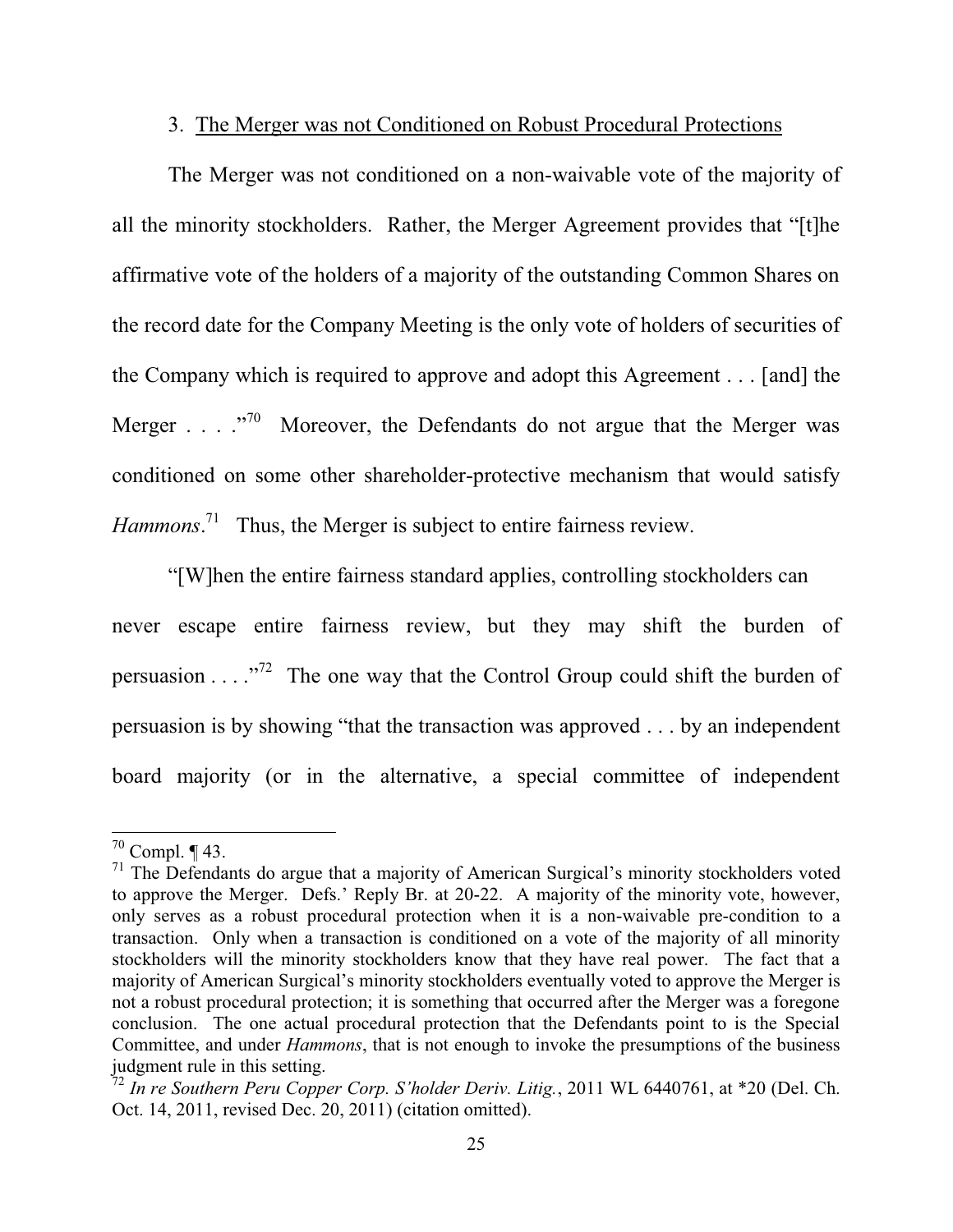### 3. The Merger was not Conditioned on Robust Procedural Protections

The Merger was not conditioned on a non-waivable vote of the majority of all the minority stockholders. Rather, the Merger Agreement provides that "[t]he affirmative vote of the holders of a majority of the outstanding Common Shares on the record date for the Company Meeting is the only vote of holders of securities of the Company which is required to approve and adopt this Agreement . . . [and] the Merger . . . ."[70] Moreover, the Defendants do not argue that the Merger was conditioned on some other shareholder-protective mechanism that would satisfy *Hammons*.[71] Thus, the Merger is subject to entire fairness review.

"[W]hen the entire fairness standard applies, controlling stockholders can never escape entire fairness review, but they may shift the burden of persuasion . . . ."[72] The one way that the Control Group could shift the burden of persuasion is by showing "that the transaction was approved . . . by an independent board majority (or in the alternative, a special committee of independent

---

[70] Compl. ¶ 43.

[71] The Defendants do argue that a majority of American Surgical's minority stockholders voted to approve the Merger. Defs.' Reply Br. at 20-22. A majority of the minority vote, however, only serves as a robust procedural protection when it is a non-waivable pre-condition to a transaction. Only when a transaction is conditioned on a vote of the majority of all minority stockholders will the minority stockholders know that they have real power. The fact that a majority of American Surgical's minority stockholders eventually voted to approve the Merger is not a robust procedural protection; it is something that occurred after the Merger was a foregone conclusion. The one actual procedural protection that the Defendants point to is the Special Committee, and under *Hammons*, that is not enough to invoke the presumptions of the business judgment rule in this setting.

[72] *In re Southern Peru Copper Corp. S'holder Deriv. Litig.*, 2011 WL 6440761, at *20 (Del. Ch. Oct. 14, 2011, revised Dec. 20, 2011) (citation omitted).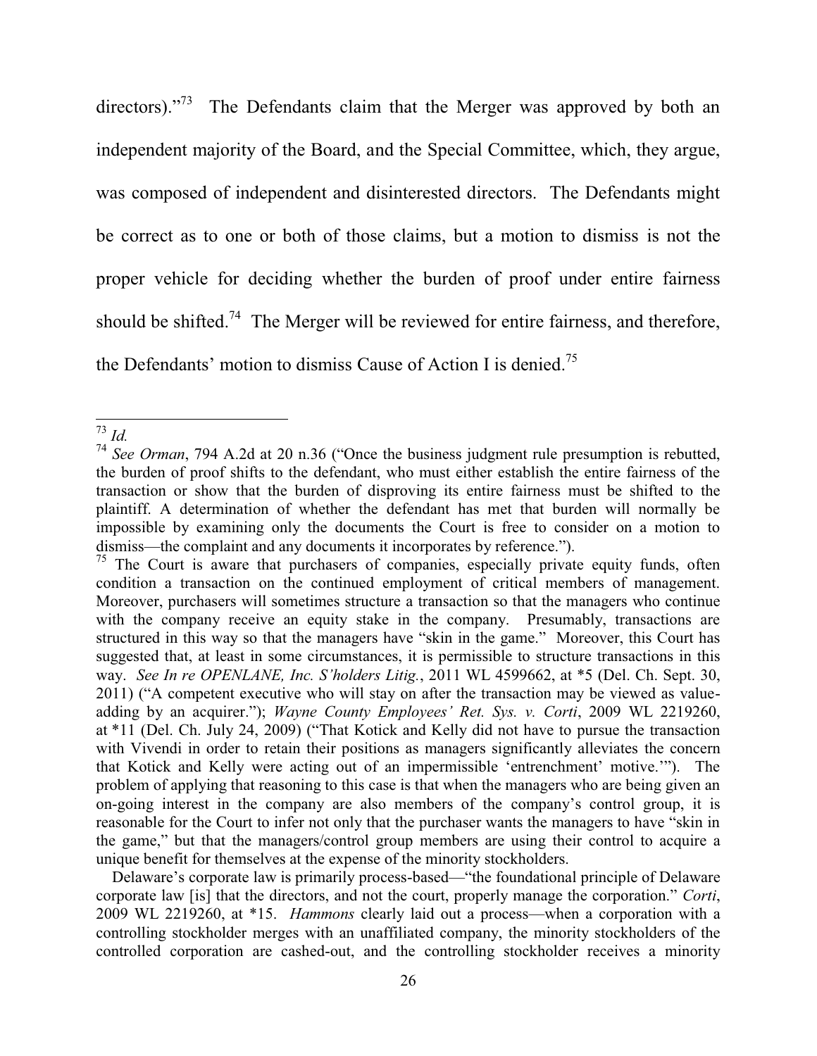directors)."[73] The Defendants claim that the Merger was approved by both an independent majority of the Board, and the Special Committee, which, they argue, was composed of independent and disinterested directors. The Defendants might be correct as to one or both of those claims, but a motion to dismiss is not the proper vehicle for deciding whether the burden of proof under entire fairness should be shifted.[74] The Merger will be reviewed for entire fairness, and therefore, the Defendants' motion to dismiss Cause of Action I is denied.[75]

---

[73] *Id.*

[74] *See Orman*, 794 A.2d at 20 n.36 ("Once the business judgment rule presumption is rebutted, the burden of proof shifts to the defendant, who must either establish the entire fairness of the transaction or show that the burden of disproving its entire fairness must be shifted to the plaintiff. A determination of whether the defendant has met that burden will normally be impossible by examining only the documents the Court is free to consider on a motion to dismiss—the complaint and any documents it incorporates by reference.").

[75] The Court is aware that purchasers of companies, especially private equity funds, often condition a transaction on the continued employment of critical members of management. Moreover, purchasers will sometimes structure a transaction so that the managers who continue with the company receive an equity stake in the company. Presumably, transactions are structured in this way so that the managers have "skin in the game." Moreover, this Court has suggested that, at least in some circumstances, it is permissible to structure transactions in this way. *See In re OPENLANE, Inc. S'holders Litig.*, 2011 WL 4599662, at *5 (Del. Ch. Sept. 30, 2011) ("A competent executive who will stay on after the transaction may be viewed as value-adding by an acquirer."); *Wayne County Employees' Ret. Sys. v. Corti*, 2009 WL 2219260, at *11 (Del. Ch. July 24, 2009) ("That Kotick and Kelly did not have to pursue the transaction with Vivendi in order to retain their positions as managers significantly alleviates the concern that Kotick and Kelly were acting out of an impermissible 'entrenchment' motive.'"). The problem of applying that reasoning to this case is that when the managers who are being given an on-going interest in the company are also members of the company's control group, it is reasonable for the Court to infer not only that the purchaser wants the managers to have "skin in the game," but that the managers/control group members are using their control to acquire a unique benefit for themselves at the expense of the minority stockholders.

Delaware's corporate law is primarily process-based—"the foundational principle of Delaware corporate law [is] that the directors, and not the court, properly manage the corporation." *Corti*, 2009 WL 2219260, at *15. *Hammons* clearly laid out a process—when a corporation with a controlling stockholder merges with an unaffiliated company, the minority stockholders of the controlled corporation are cashed-out, and the controlling stockholder receives a minority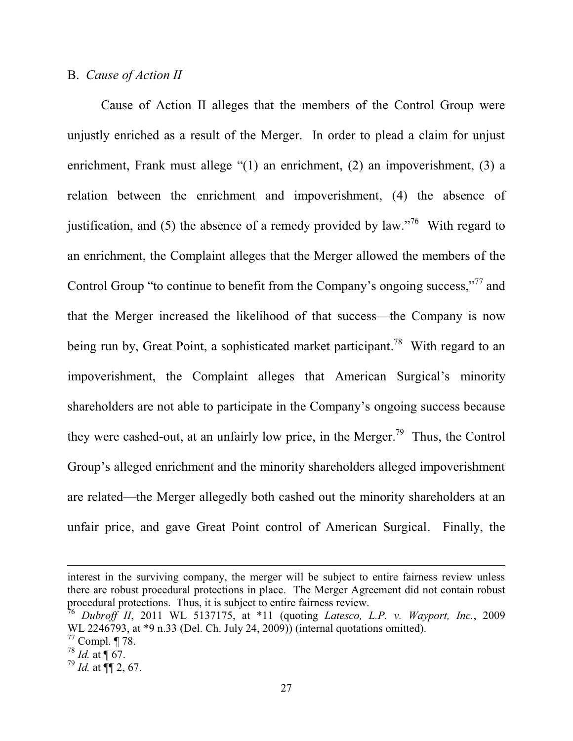B. *Cause of Action II*

Cause of Action II alleges that the members of the Control Group were unjustly enriched as a result of the Merger. In order to plead a claim for unjust enrichment, Frank must allege "(1) an enrichment, (2) an impoverishment, (3) a relation between the enrichment and impoverishment, (4) the absence of justification, and (5) the absence of a remedy provided by law."[76] With regard to an enrichment, the Complaint alleges that the Merger allowed the members of the Control Group "to continue to benefit from the Company's ongoing success,"[77] and that the Merger increased the likelihood of that success—the Company is now being run by, Great Point, a sophisticated market participant.[78] With regard to an impoverishment, the Complaint alleges that American Surgical's minority shareholders are not able to participate in the Company's ongoing success because they were cashed-out, at an unfairly low price, in the Merger.[79] Thus, the Control Group's alleged enrichment and the minority shareholders alleged impoverishment are related—the Merger allegedly both cashed out the minority shareholders at an unfair price, and gave Great Point control of American Surgical. Finally, the

---

interest in the surviving company, the merger will be subject to entire fairness review unless there are robust procedural protections in place. The Merger Agreement did not contain robust procedural protections. Thus, it is subject to entire fairness review.

[76] *Dubroff II*, 2011 WL 5137175, at *11 (quoting *Latesco, L.P. v. Wayport, Inc.*, 2009 WL 2246793, at *9 n.33 (Del. Ch. July 24, 2009)) (internal quotations omitted).

[77] Compl. ¶ 78.

[78] *Id.* at ¶ 67.

[79] *Id.* at ¶¶ 2, 67.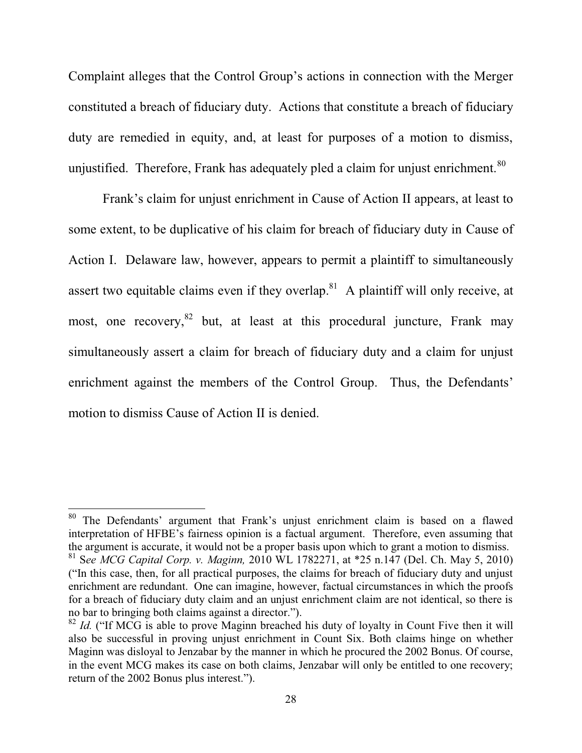Complaint alleges that the Control Group's actions in connection with the Merger constituted a breach of fiduciary duty. Actions that constitute a breach of fiduciary duty are remedied in equity, and, at least for purposes of a motion to dismiss, unjustified. Therefore, Frank has adequately pled a claim for unjust enrichment.[80]

Frank's claim for unjust enrichment in Cause of Action II appears, at least to some extent, to be duplicative of his claim for breach of fiduciary duty in Cause of Action I. Delaware law, however, appears to permit a plaintiff to simultaneously assert two equitable claims even if they overlap.[81] A plaintiff will only receive, at most, one recovery,[82] but, at least at this procedural juncture, Frank may simultaneously assert a claim for breach of fiduciary duty and a claim for unjust enrichment against the members of the Control Group. Thus, the Defendants' motion to dismiss Cause of Action II is denied.

---

[80] The Defendants' argument that Frank's unjust enrichment claim is based on a flawed interpretation of HFBE's fairness opinion is a factual argument. Therefore, even assuming that the argument is accurate, it would not be a proper basis upon which to grant a motion to dismiss.

[81] S*ee MCG Capital Corp. v. Maginn,* 2010 WL 1782271, at *25 n.147 (Del. Ch. May 5, 2010) ("In this case, then, for all practical purposes, the claims for breach of fiduciary duty and unjust enrichment are redundant. One can imagine, however, factual circumstances in which the proofs for a breach of fiduciary duty claim and an unjust enrichment claim are not identical, so there is no bar to bringing both claims against a director.").

[82] *Id.* ("If MCG is able to prove Maginn breached his duty of loyalty in Count Five then it will also be successful in proving unjust enrichment in Count Six. Both claims hinge on whether Maginn was disloyal to Jenzabar by the manner in which he procured the 2002 Bonus. Of course, in the event MCG makes its case on both claims, Jenzabar will only be entitled to one recovery; return of the 2002 Bonus plus interest.").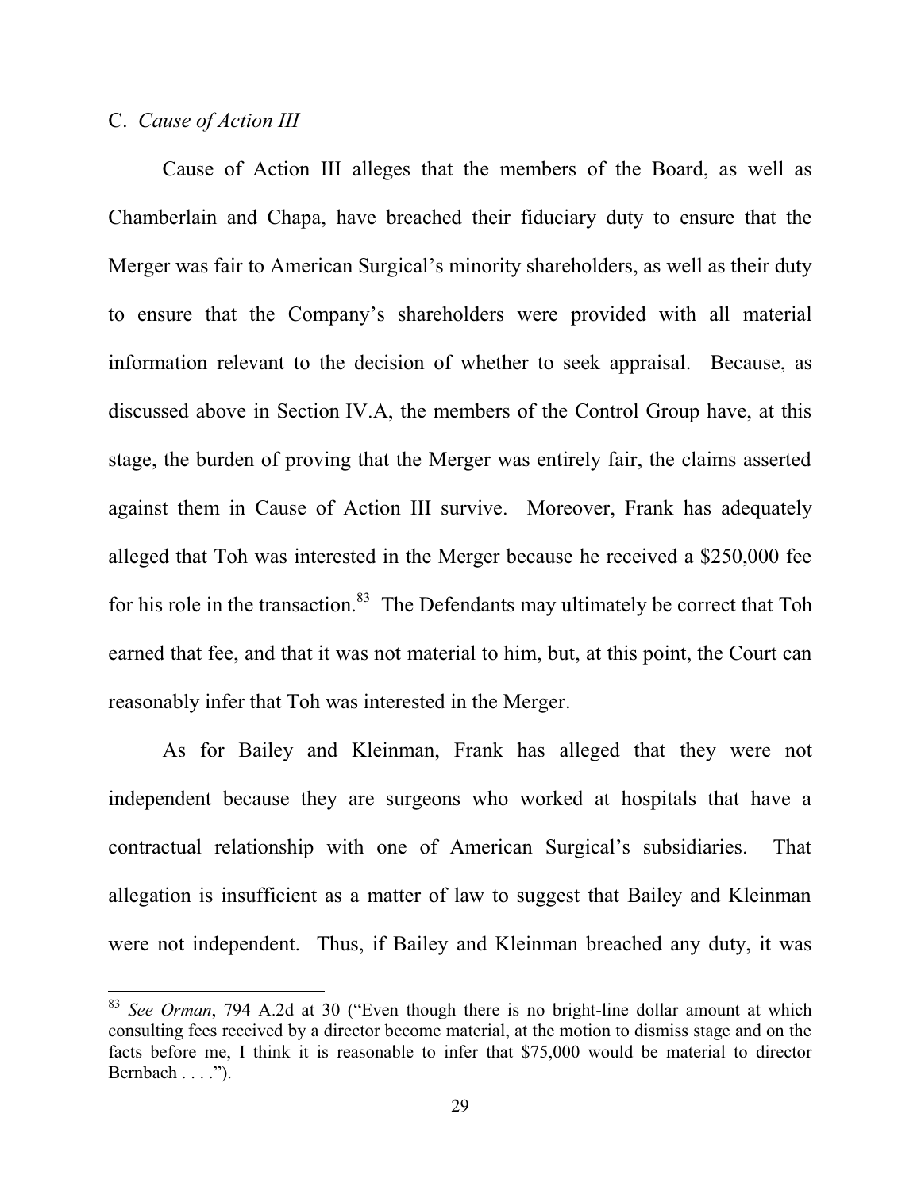### C. *Cause of Action III*

Cause of Action III alleges that the members of the Board, as well as Chamberlain and Chapa, have breached their fiduciary duty to ensure that the Merger was fair to American Surgical's minority shareholders, as well as their duty to ensure that the Company's shareholders were provided with all material information relevant to the decision of whether to seek appraisal. Because, as discussed above in Section IV.A, the members of the Control Group have, at this stage, the burden of proving that the Merger was entirely fair, the claims asserted against them in Cause of Action III survive. Moreover, Frank has adequately alleged that Toh was interested in the Merger because he received a $250,000 fee for his role in the transaction.[83] The Defendants may ultimately be correct that Toh earned that fee, and that it was not material to him, but, at this point, the Court can reasonably infer that Toh was interested in the Merger.

As for Bailey and Kleinman, Frank has alleged that they were not independent because they are surgeons who worked at hospitals that have a contractual relationship with one of American Surgical's subsidiaries. That allegation is insufficient as a matter of law to suggest that Bailey and Kleinman were not independent. Thus, if Bailey and Kleinman breached any duty, it was

---

[83] *See Orman*, 794 A.2d at 30 ("Even though there is no bright-line dollar amount at which consulting fees received by a director become material, at the motion to dismiss stage and on the facts before me, I think it is reasonable to infer that $75,000 would be material to director Bernbach . . . .").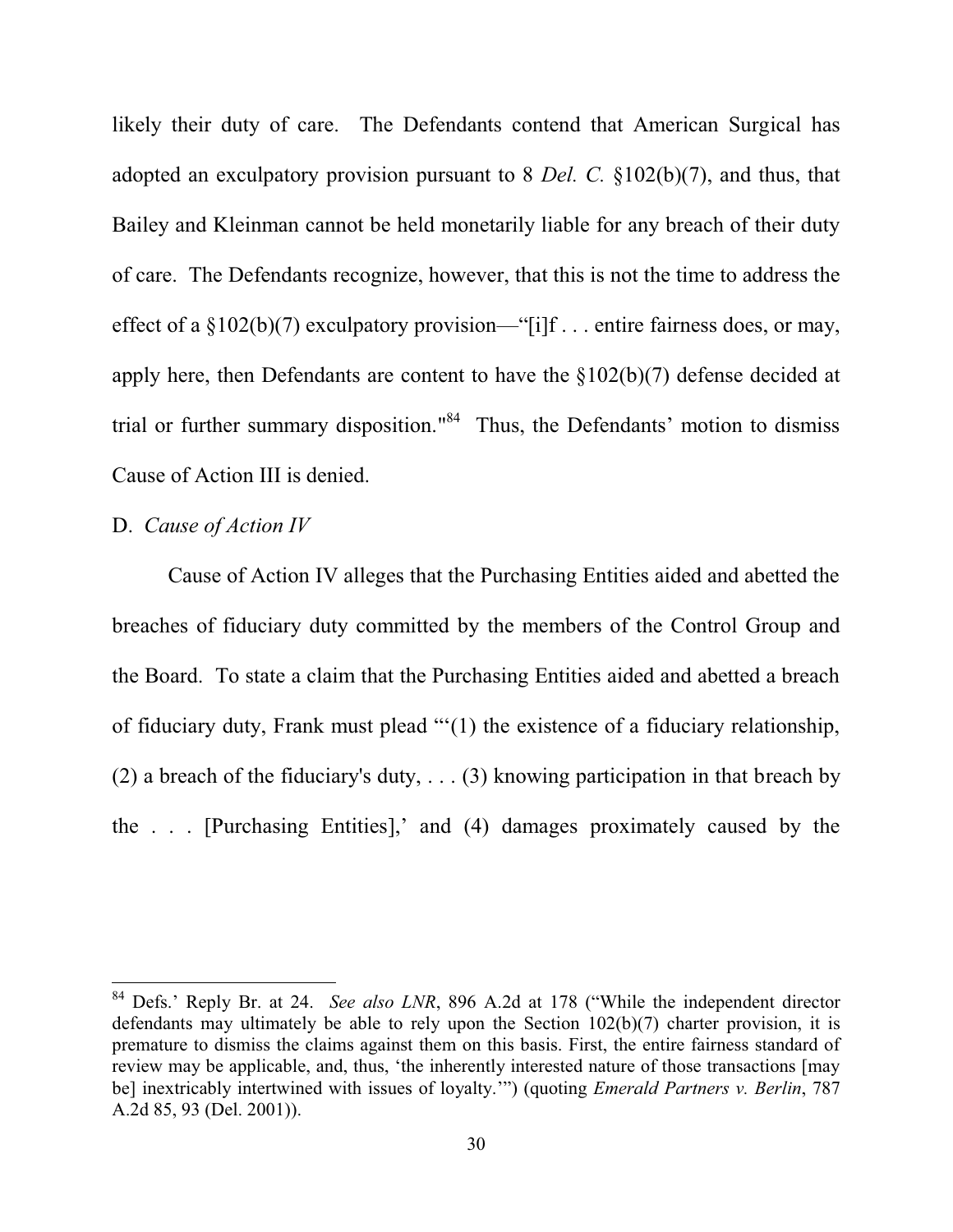likely their duty of care. The Defendants contend that American Surgical has adopted an exculpatory provision pursuant to 8 *Del. C.* §102(b)(7), and thus, that Bailey and Kleinman cannot be held monetarily liable for any breach of their duty of care. The Defendants recognize, however, that this is not the time to address the effect of a §102(b)(7) exculpatory provision—"[i]f . . . entire fairness does, or may, apply here, then Defendants are content to have the §102(b)(7) defense decided at trial or further summary disposition."[84] Thus, the Defendants' motion to dismiss Cause of Action III is denied.

D. *Cause of Action IV*

Cause of Action IV alleges that the Purchasing Entities aided and abetted the breaches of fiduciary duty committed by the members of the Control Group and the Board. To state a claim that the Purchasing Entities aided and abetted a breach of fiduciary duty, Frank must plead "'(1) the existence of a fiduciary relationship, (2) a breach of the fiduciary's duty, . . . (3) knowing participation in that breach by the . . . [Purchasing Entities],' and (4) damages proximately caused by the

---

[84] Defs.' Reply Br. at 24. *See also LNR*, 896 A.2d at 178 ("While the independent director defendants may ultimately be able to rely upon the Section 102(b)(7) charter provision, it is premature to dismiss the claims against them on this basis. First, the entire fairness standard of review may be applicable, and, thus, 'the inherently interested nature of those transactions [may be] inextricably intertwined with issues of loyalty.'") (quoting *Emerald Partners v. Berlin*, 787 A.2d 85, 93 (Del. 2001)).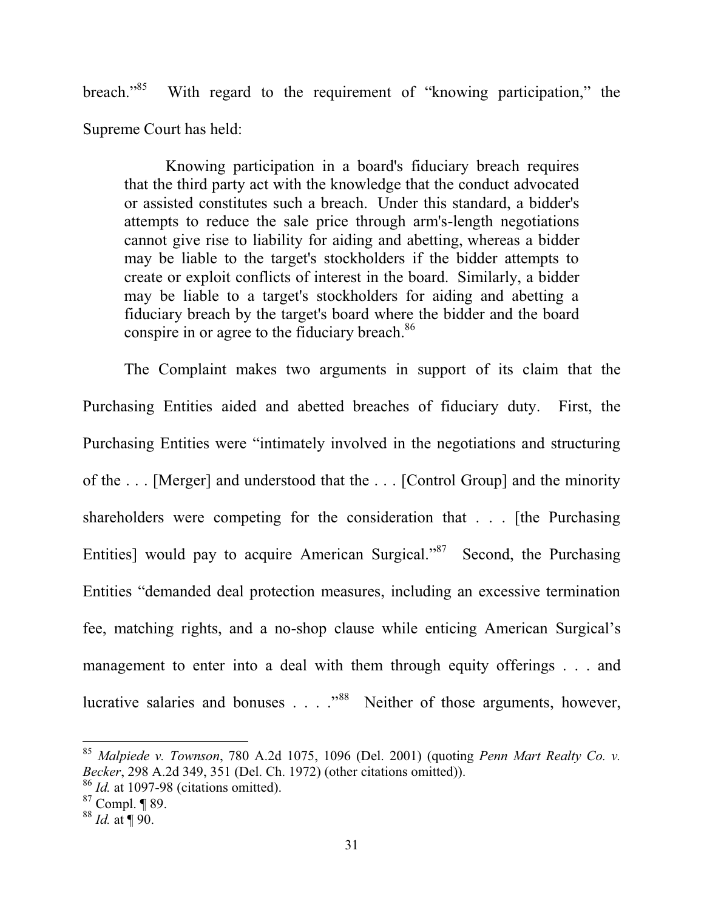breach."[85] With regard to the requirement of "knowing participation," the Supreme Court has held:

> Knowing participation in a board's fiduciary breach requires that the third party act with the knowledge that the conduct advocated or assisted constitutes such a breach. Under this standard, a bidder's attempts to reduce the sale price through arm's-length negotiations cannot give rise to liability for aiding and abetting, whereas a bidder may be liable to the target's stockholders if the bidder attempts to create or exploit conflicts of interest in the board. Similarly, a bidder may be liable to a target's stockholders for aiding and abetting a fiduciary breach by the target's board where the bidder and the board conspire in or agree to the fiduciary breach.[86]

The Complaint makes two arguments in support of its claim that the Purchasing Entities aided and abetted breaches of fiduciary duty. First, the Purchasing Entities were "intimately involved in the negotiations and structuring of the . . . [Merger] and understood that the . . . [Control Group] and the minority shareholders were competing for the consideration that . . . [the Purchasing Entities] would pay to acquire American Surgical."[87] Second, the Purchasing Entities "demanded deal protection measures, including an excessive termination fee, matching rights, and a no-shop clause while enticing American Surgical's management to enter into a deal with them through equity offerings . . . and lucrative salaries and bonuses . . . ."[88] Neither of those arguments, however,

---

[85] *Malpiede v. Townson*, 780 A.2d 1075, 1096 (Del. 2001) (quoting *Penn Mart Realty Co. v. Becker*, 298 A.2d 349, 351 (Del. Ch. 1972) (other citations omitted)).

[86] *Id.* at 1097-98 (citations omitted).

[87] Compl. ¶ 89.

[88] *Id.* at ¶ 90.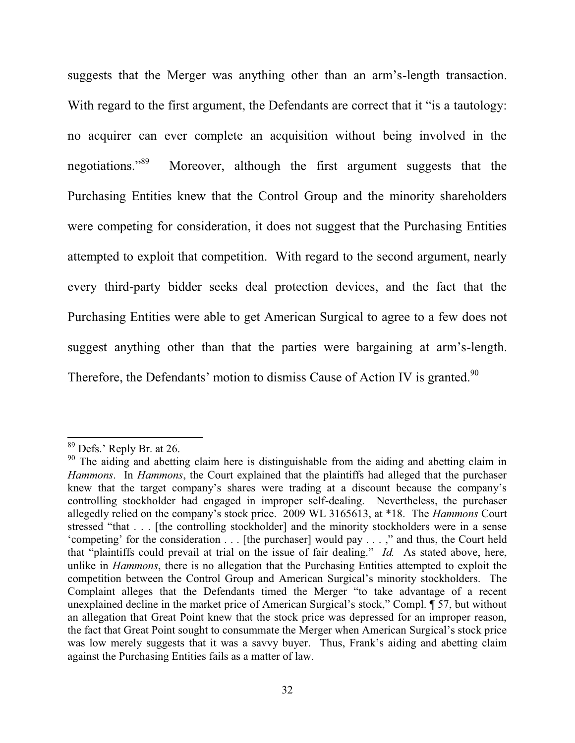suggests that the Merger was anything other than an arm's-length transaction. With regard to the first argument, the Defendants are correct that it "is a tautology: no acquirer can ever complete an acquisition without being involved in the negotiations."[89] Moreover, although the first argument suggests that the Purchasing Entities knew that the Control Group and the minority shareholders were competing for consideration, it does not suggest that the Purchasing Entities attempted to exploit that competition. With regard to the second argument, nearly every third-party bidder seeks deal protection devices, and the fact that the Purchasing Entities were able to get American Surgical to agree to a few does not suggest anything other than that the parties were bargaining at arm's-length. Therefore, the Defendants' motion to dismiss Cause of Action IV is granted.[90]

---

[89] Defs.' Reply Br. at 26.

[90] The aiding and abetting claim here is distinguishable from the aiding and abetting claim in *Hammons*. In *Hammons*, the Court explained that the plaintiffs had alleged that the purchaser knew that the target company's shares were trading at a discount because the company's controlling stockholder had engaged in improper self-dealing. Nevertheless, the purchaser allegedly relied on the company's stock price. 2009 WL 3165613, at *18. The *Hammons* Court stressed "that . . . [the controlling stockholder] and the minority stockholders were in a sense 'competing' for the consideration . . . [the purchaser] would pay . . . ," and thus, the Court held that "plaintiffs could prevail at trial on the issue of fair dealing." *Id.* As stated above, here, unlike in *Hammons*, there is no allegation that the Purchasing Entities attempted to exploit the competition between the Control Group and American Surgical's minority stockholders. The Complaint alleges that the Defendants timed the Merger "to take advantage of a recent unexplained decline in the market price of American Surgical's stock," Compl. ¶ 57, but without an allegation that Great Point knew that the stock price was depressed for an improper reason, the fact that Great Point sought to consummate the Merger when American Surgical's stock price was low merely suggests that it was a savvy buyer. Thus, Frank's aiding and abetting claim against the Purchasing Entities fails as a matter of law.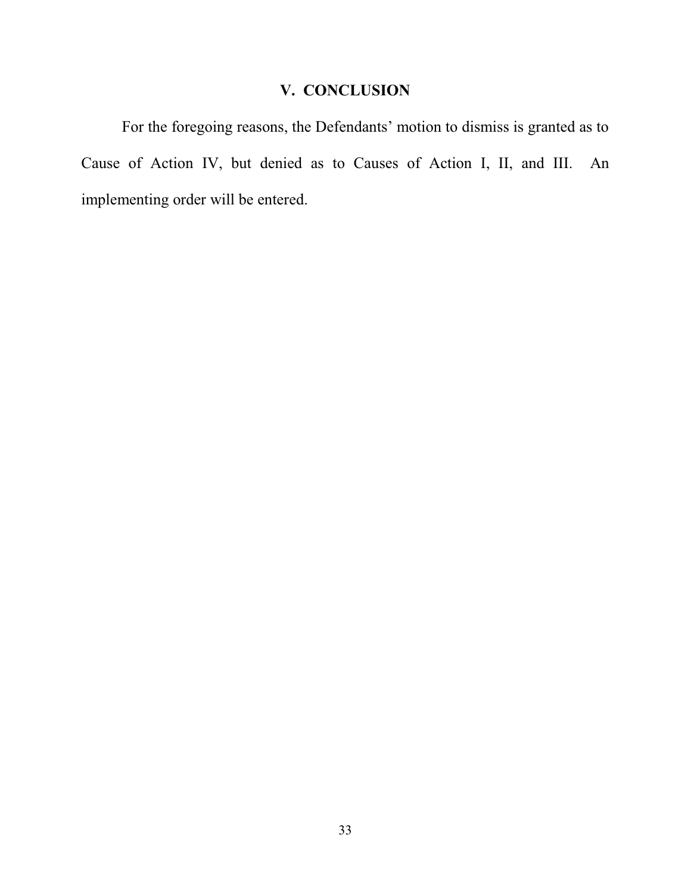## V. CONCLUSION

For the foregoing reasons, the Defendants' motion to dismiss is granted as to Cause of Action IV, but denied as to Causes of Action I, II, and III. An implementing order will be entered.